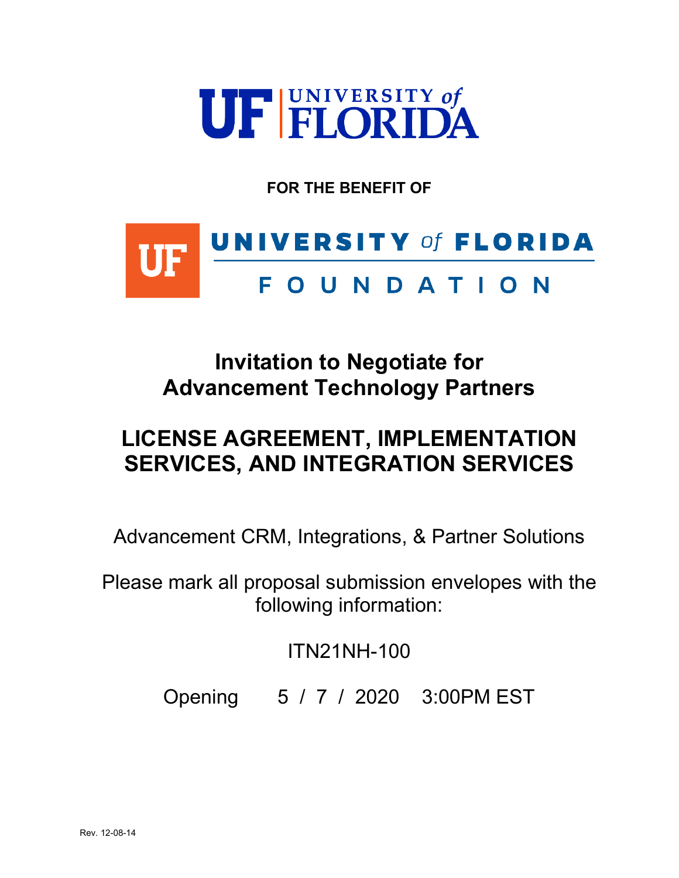UF | UNIVERSITY of FLORIDA

**FOR THE BENEFIT OF**

UF | UNIVERSITY of FLORIDA FOUNDATION

# Invitation to Negotiate for Advancement Technology Partners

# LICENSE AGREEMENT, IMPLEMENTATION SERVICES, AND INTEGRATION SERVICES

Advancement CRM, Integrations, & Partner Solutions

Please mark all proposal submission envelopes with the following information:

ITN21NH-100

Opening 5 / 7 / 2020 3:00PM EST

Rev. 12-08-14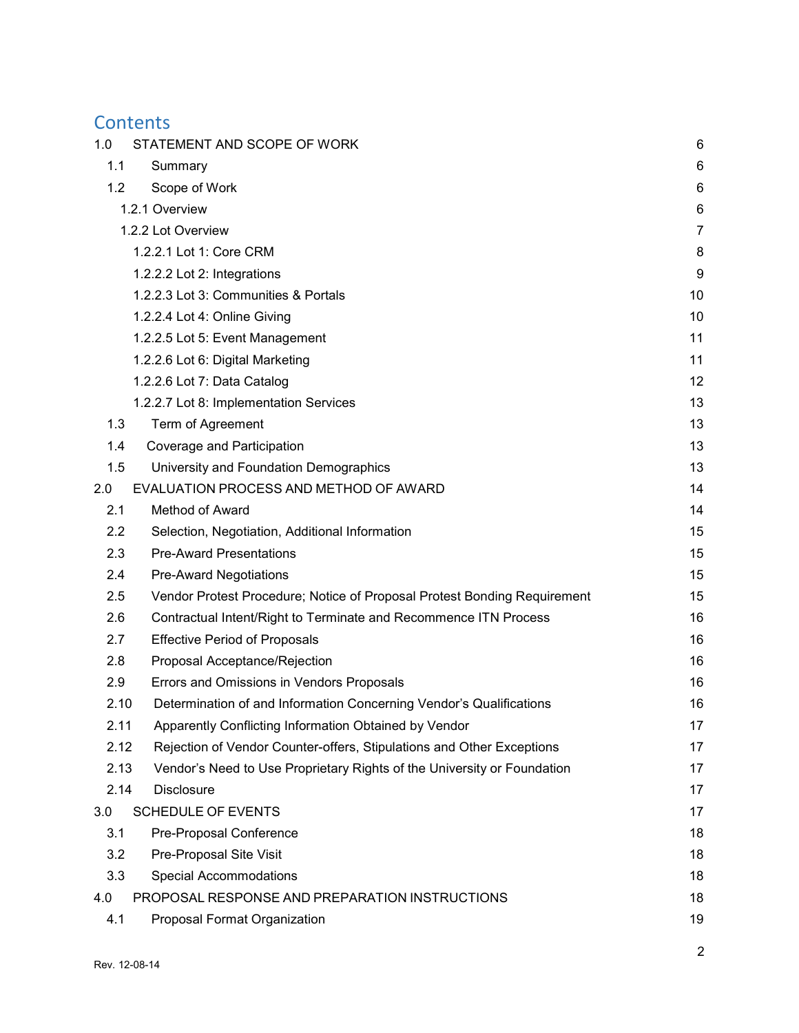# Contents

| | | |
|---|---|---|
| 1.0 | STATEMENT AND SCOPE OF WORK | 6 |
| 1.1 | Summary | 6 |
| 1.2 | Scope of Work | 6 |
| | 1.2.1 Overview | 6 |
| | 1.2.2 Lot Overview | 7 |
| | 1.2.2.1 Lot 1: Core CRM | 8 |
| | 1.2.2.2 Lot 2: Integrations | 9 |
| | 1.2.2.3 Lot 3: Communities & Portals | 10 |
| | 1.2.2.4 Lot 4: Online Giving | 10 |
| | 1.2.2.5 Lot 5: Event Management | 11 |
| | 1.2.2.6 Lot 6: Digital Marketing | 11 |
| | 1.2.2.6 Lot 7: Data Catalog | 12 |
| | 1.2.2.7 Lot 8: Implementation Services | 13 |
| 1.3 | Term of Agreement | 13 |
| 1.4 | Coverage and Participation | 13 |
| 1.5 | University and Foundation Demographics | 13 |
| 2.0 | EVALUATION PROCESS AND METHOD OF AWARD | 14 |
| 2.1 | Method of Award | 14 |
| 2.2 | Selection, Negotiation, Additional Information | 15 |
| 2.3 | Pre-Award Presentations | 15 |
| 2.4 | Pre-Award Negotiations | 15 |
| 2.5 | Vendor Protest Procedure; Notice of Proposal Protest Bonding Requirement | 15 |
| 2.6 | Contractual Intent/Right to Terminate and Recommence ITN Process | 16 |
| 2.7 | Effective Period of Proposals | 16 |
| 2.8 | Proposal Acceptance/Rejection | 16 |
| 2.9 | Errors and Omissions in Vendors Proposals | 16 |
| 2.10 | Determination of and Information Concerning Vendor's Qualifications | 16 |
| 2.11 | Apparently Conflicting Information Obtained by Vendor | 17 |
| 2.12 | Rejection of Vendor Counter-offers, Stipulations and Other Exceptions | 17 |
| 2.13 | Vendor's Need to Use Proprietary Rights of the University or Foundation | 17 |
| 2.14 | Disclosure | 17 |
| 3.0 | SCHEDULE OF EVENTS | 17 |
| 3.1 | Pre-Proposal Conference | 18 |
| 3.2 | Pre-Proposal Site Visit | 18 |
| 3.3 | Special Accommodations | 18 |
| 4.0 | PROPOSAL RESPONSE AND PREPARATION INSTRUCTIONS | 18 |
| 4.1 | Proposal Format Organization | 19 |

Rev. 12-08-14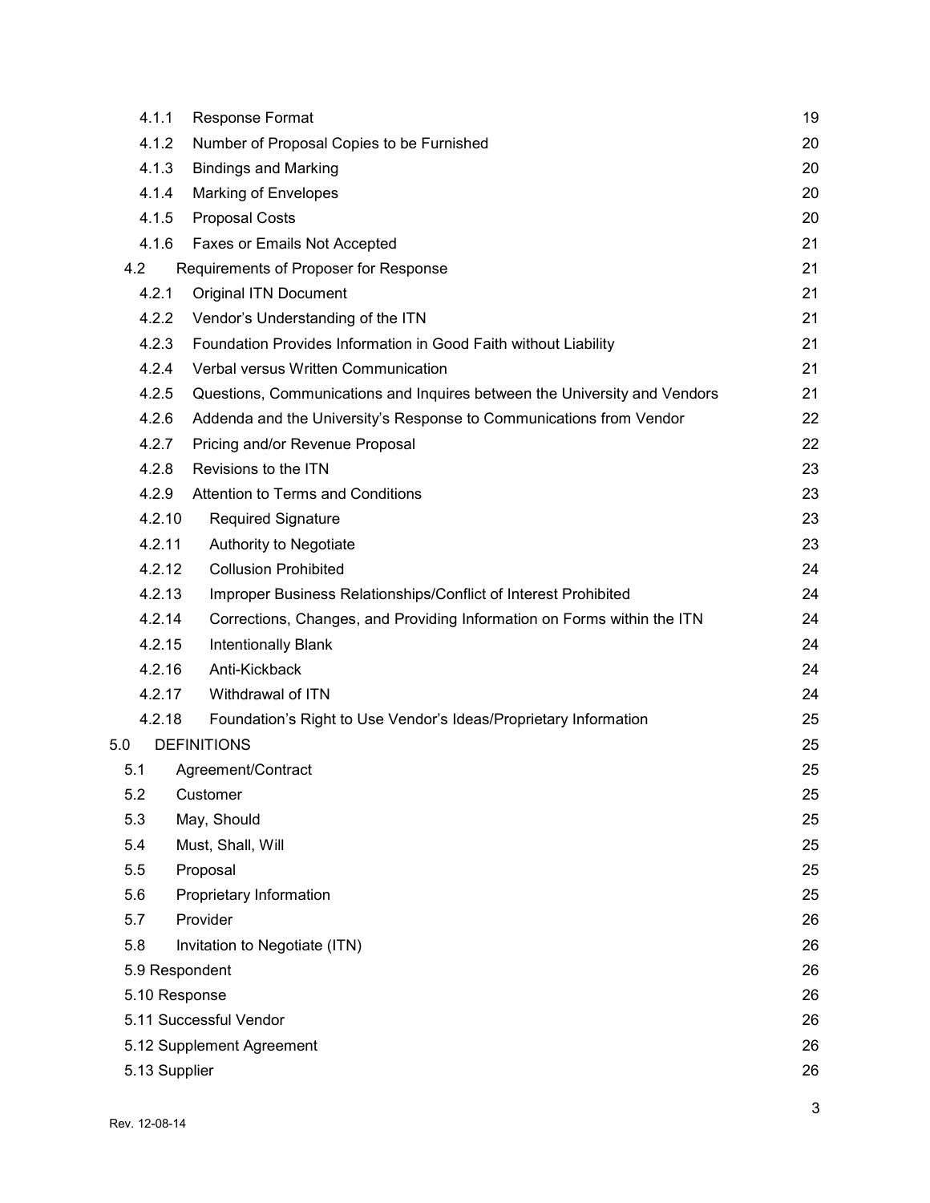| | | |
|---|---|---|
| 4.1.1 | Response Format | 19 |
| 4.1.2 | Number of Proposal Copies to be Furnished | 20 |
| 4.1.3 | Bindings and Marking | 20 |
| 4.1.4 | Marking of Envelopes | 20 |
| 4.1.5 | Proposal Costs | 20 |
| 4.1.6 | Faxes or Emails Not Accepted | 21 |
| 4.2 | Requirements of Proposer for Response | 21 |
| 4.2.1 | Original ITN Document | 21 |
| 4.2.2 | Vendor's Understanding of the ITN | 21 |
| 4.2.3 | Foundation Provides Information in Good Faith without Liability | 21 |
| 4.2.4 | Verbal versus Written Communication | 21 |
| 4.2.5 | Questions, Communications and Inquires between the University and Vendors | 21 |
| 4.2.6 | Addenda and the University's Response to Communications from Vendor | 22 |
| 4.2.7 | Pricing and/or Revenue Proposal | 22 |
| 4.2.8 | Revisions to the ITN | 23 |
| 4.2.9 | Attention to Terms and Conditions | 23 |
| 4.2.10 | Required Signature | 23 |
| 4.2.11 | Authority to Negotiate | 23 |
| 4.2.12 | Collusion Prohibited | 24 |
| 4.2.13 | Improper Business Relationships/Conflict of Interest Prohibited | 24 |
| 4.2.14 | Corrections, Changes, and Providing Information on Forms within the ITN | 24 |
| 4.2.15 | Intentionally Blank | 24 |
| 4.2.16 | Anti-Kickback | 24 |
| 4.2.17 | Withdrawal of ITN | 24 |
| 4.2.18 | Foundation's Right to Use Vendor's Ideas/Proprietary Information | 25 |
| 5.0 | DEFINITIONS | 25 |
| 5.1 | Agreement/Contract | 25 |
| 5.2 | Customer | 25 |
| 5.3 | May, Should | 25 |
| 5.4 | Must, Shall, Will | 25 |
| 5.5 | Proposal | 25 |
| 5.6 | Proprietary Information | 25 |
| 5.7 | Provider | 26 |
| 5.8 | Invitation to Negotiate (ITN) | 26 |
| 5.9 | Respondent | 26 |
| 5.10 | Response | 26 |
| 5.11 | Successful Vendor | 26 |
| 5.12 | Supplement Agreement | 26 |
| 5.13 | Supplier | 26 |

Rev. 12-08-14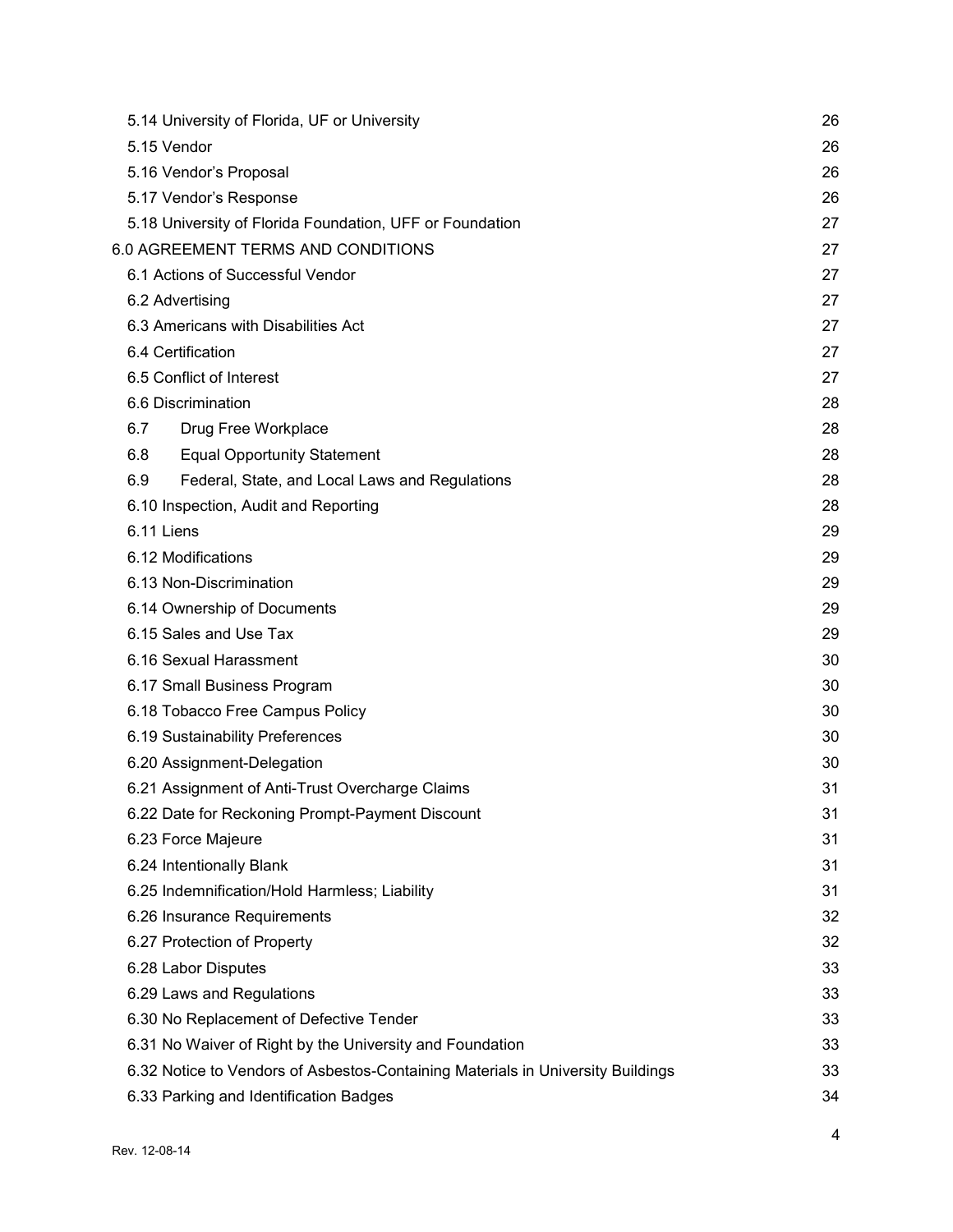5.14 University of Florida, UF or University 26
5.15 Vendor 26
5.16 Vendor's Proposal 26
5.17 Vendor's Response 26
5.18 University of Florida Foundation, UFF or Foundation 27

6.0 AGREEMENT TERMS AND CONDITIONS 27

6.1 Actions of Successful Vendor 27
6.2 Advertising 27
6.3 Americans with Disabilities Act 27
6.4 Certification 27
6.5 Conflict of Interest 27
6.6 Discrimination 28
6.7 Drug Free Workplace 28
6.8 Equal Opportunity Statement 28
6.9 Federal, State, and Local Laws and Regulations 28
6.10 Inspection, Audit and Reporting 28
6.11 Liens 29
6.12 Modifications 29
6.13 Non-Discrimination 29
6.14 Ownership of Documents 29
6.15 Sales and Use Tax 29
6.16 Sexual Harassment 30
6.17 Small Business Program 30
6.18 Tobacco Free Campus Policy 30
6.19 Sustainability Preferences 30
6.20 Assignment-Delegation 30
6.21 Assignment of Anti-Trust Overcharge Claims 31
6.22 Date for Reckoning Prompt-Payment Discount 31
6.23 Force Majeure 31
6.24 Intentionally Blank 31
6.25 Indemnification/Hold Harmless; Liability 31
6.26 Insurance Requirements 32
6.27 Protection of Property 32
6.28 Labor Disputes 33
6.29 Laws and Regulations 33
6.30 No Replacement of Defective Tender 33
6.31 No Waiver of Right by the University and Foundation 33
6.32 Notice to Vendors of Asbestos-Containing Materials in University Buildings 33
6.33 Parking and Identification Badges 34

Rev. 12-08-14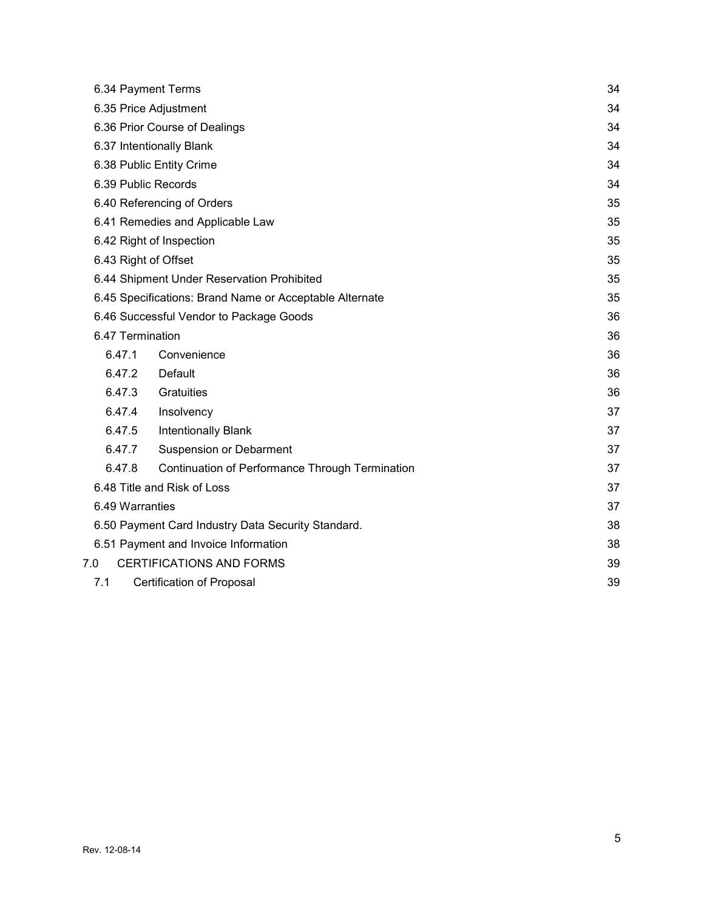6.34 Payment Terms 34

6.35 Price Adjustment 34

6.36 Prior Course of Dealings 34

6.37 Intentionally Blank 34

6.38 Public Entity Crime 34

6.39 Public Records 34

6.40 Referencing of Orders 35

6.41 Remedies and Applicable Law 35

6.42 Right of Inspection 35

6.43 Right of Offset 35

6.44 Shipment Under Reservation Prohibited 35

6.45 Specifications: Brand Name or Acceptable Alternate 35

6.46 Successful Vendor to Package Goods 36

6.47 Termination 36

- 6.47.1 Convenience 36
- 6.47.2 Default 36
- 6.47.3 Gratuities 36
- 6.47.4 Insolvency 37
- 6.47.5 Intentionally Blank 37
- 6.47.7 Suspension or Debarment 37
- 6.47.8 Continuation of Performance Through Termination 37

6.48 Title and Risk of Loss 37

6.49 Warranties 37

6.50 Payment Card Industry Data Security Standard. 38

6.51 Payment and Invoice Information 38

7.0 CERTIFICATIONS AND FORMS 39

7.1 Certification of Proposal 39

Rev. 12-08-14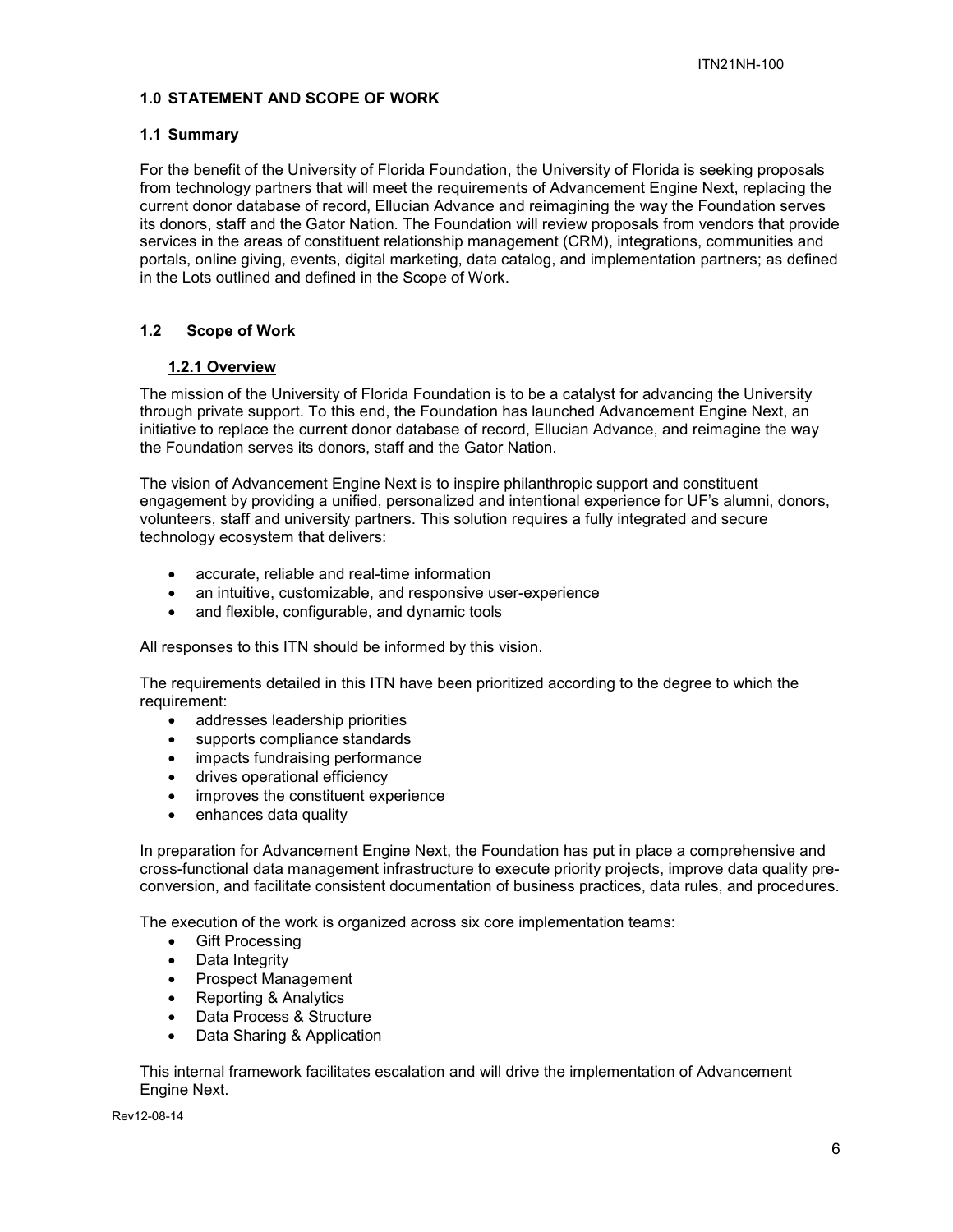## 1.0 STATEMENT AND SCOPE OF WORK

### 1.1 Summary

For the benefit of the University of Florida Foundation, the University of Florida is seeking proposals from technology partners that will meet the requirements of Advancement Engine Next, replacing the current donor database of record, Ellucian Advance and reimagining the way the Foundation serves its donors, staff and the Gator Nation. The Foundation will review proposals from vendors that provide services in the areas of constituent relationship management (CRM), integrations, communities and portals, online giving, events, digital marketing, data catalog, and implementation partners; as defined in the Lots outlined and defined in the Scope of Work.

### 1.2 Scope of Work

#### 1.2.1 Overview

The mission of the University of Florida Foundation is to be a catalyst for advancing the University through private support. To this end, the Foundation has launched Advancement Engine Next, an initiative to replace the current donor database of record, Ellucian Advance, and reimagine the way the Foundation serves its donors, staff and the Gator Nation.

The vision of Advancement Engine Next is to inspire philanthropic support and constituent engagement by providing a unified, personalized and intentional experience for UF's alumni, donors, volunteers, staff and university partners. This solution requires a fully integrated and secure technology ecosystem that delivers:

- accurate, reliable and real-time information
- an intuitive, customizable, and responsive user-experience
- and flexible, configurable, and dynamic tools

All responses to this ITN should be informed by this vision.

The requirements detailed in this ITN have been prioritized according to the degree to which the requirement:

- addresses leadership priorities
- supports compliance standards
- impacts fundraising performance
- drives operational efficiency
- improves the constituent experience
- enhances data quality

In preparation for Advancement Engine Next, the Foundation has put in place a comprehensive and cross-functional data management infrastructure to execute priority projects, improve data quality pre-conversion, and facilitate consistent documentation of business practices, data rules, and procedures.

The execution of the work is organized across six core implementation teams:

- Gift Processing
- Data Integrity
- Prospect Management
- Reporting & Analytics
- Data Process & Structure
- Data Sharing & Application

This internal framework facilitates escalation and will drive the implementation of Advancement Engine Next.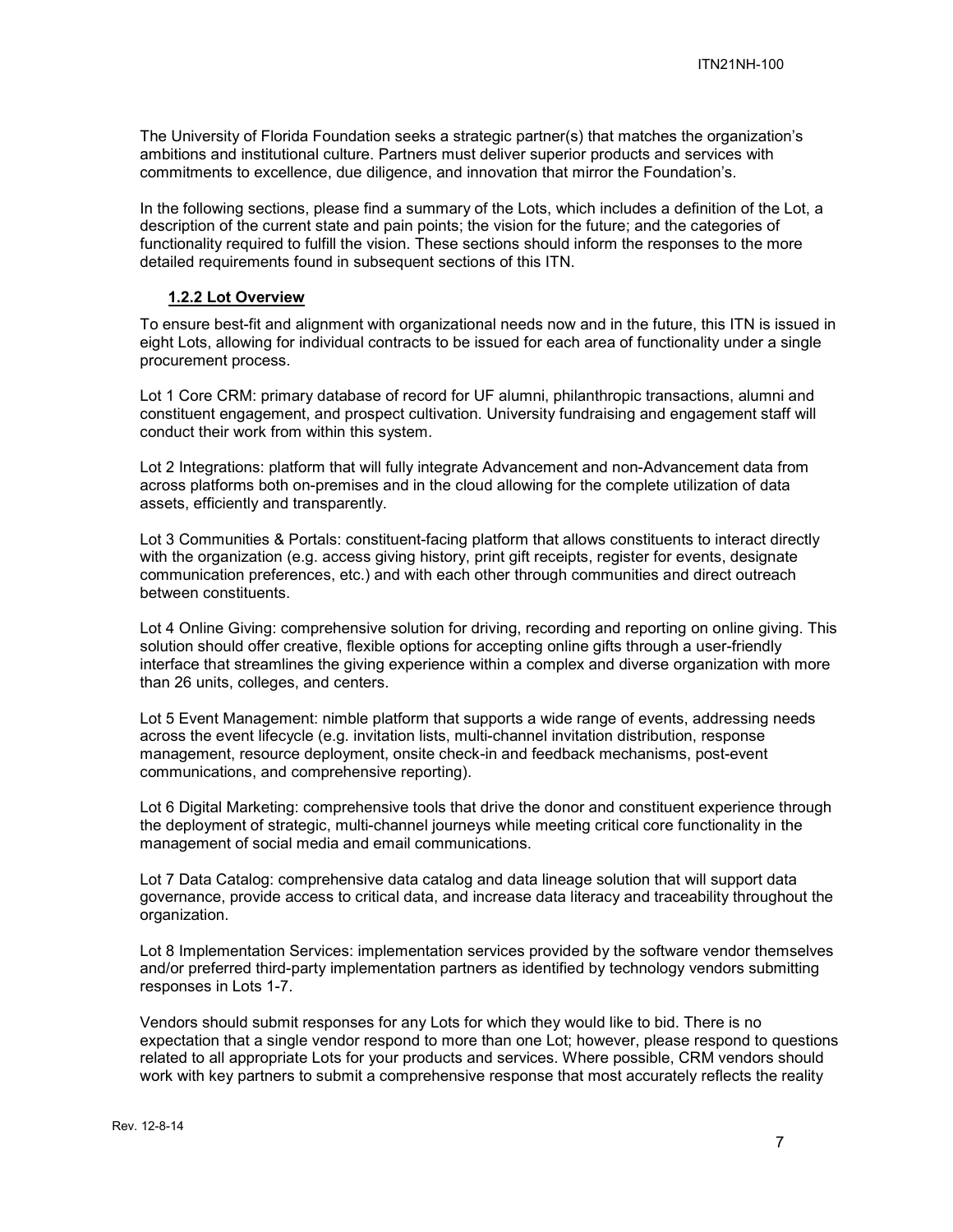The University of Florida Foundation seeks a strategic partner(s) that matches the organization's ambitions and institutional culture. Partners must deliver superior products and services with commitments to excellence, due diligence, and innovation that mirror the Foundation's.

In the following sections, please find a summary of the Lots, which includes a definition of the Lot, a description of the current state and pain points; the vision for the future; and the categories of functionality required to fulfill the vision. These sections should inform the responses to the more detailed requirements found in subsequent sections of this ITN.

### 1.2.2 Lot Overview

To ensure best-fit and alignment with organizational needs now and in the future, this ITN is issued in eight Lots, allowing for individual contracts to be issued for each area of functionality under a single procurement process.

Lot 1 Core CRM: primary database of record for UF alumni, philanthropic transactions, alumni and constituent engagement, and prospect cultivation. University fundraising and engagement staff will conduct their work from within this system.

Lot 2 Integrations: platform that will fully integrate Advancement and non-Advancement data from across platforms both on-premises and in the cloud allowing for the complete utilization of data assets, efficiently and transparently.

Lot 3 Communities & Portals: constituent-facing platform that allows constituents to interact directly with the organization (e.g. access giving history, print gift receipts, register for events, designate communication preferences, etc.) and with each other through communities and direct outreach between constituents.

Lot 4 Online Giving: comprehensive solution for driving, recording and reporting on online giving. This solution should offer creative, flexible options for accepting online gifts through a user-friendly interface that streamlines the giving experience within a complex and diverse organization with more than 26 units, colleges, and centers.

Lot 5 Event Management: nimble platform that supports a wide range of events, addressing needs across the event lifecycle (e.g. invitation lists, multi-channel invitation distribution, response management, resource deployment, onsite check-in and feedback mechanisms, post-event communications, and comprehensive reporting).

Lot 6 Digital Marketing: comprehensive tools that drive the donor and constituent experience through the deployment of strategic, multi-channel journeys while meeting critical core functionality in the management of social media and email communications.

Lot 7 Data Catalog: comprehensive data catalog and data lineage solution that will support data governance, provide access to critical data, and increase data literacy and traceability throughout the organization.

Lot 8 Implementation Services: implementation services provided by the software vendor themselves and/or preferred third-party implementation partners as identified by technology vendors submitting responses in Lots 1-7.

Vendors should submit responses for any Lots for which they would like to bid. There is no expectation that a single vendor respond to more than one Lot; however, please respond to questions related to all appropriate Lots for your products and services. Where possible, CRM vendors should work with key partners to submit a comprehensive response that most accurately reflects the reality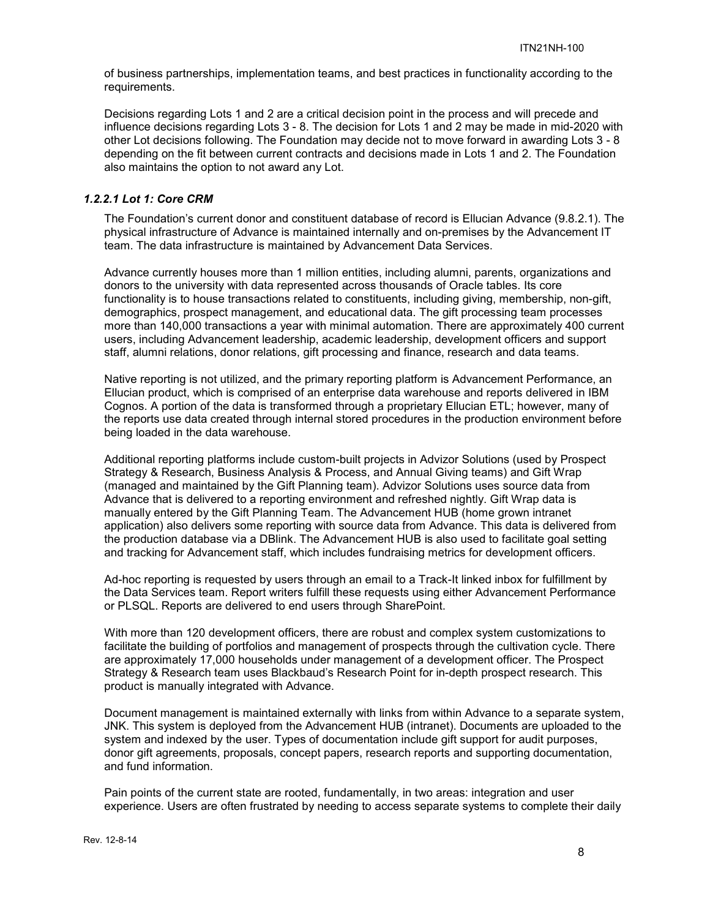of business partnerships, implementation teams, and best practices in functionality according to the requirements.

Decisions regarding Lots 1 and 2 are a critical decision point in the process and will precede and influence decisions regarding Lots 3 - 8. The decision for Lots 1 and 2 may be made in mid-2020 with other Lot decisions following. The Foundation may decide not to move forward in awarding Lots 3 - 8 depending on the fit between current contracts and decisions made in Lots 1 and 2. The Foundation also maintains the option to not award any Lot.

#### *1.2.2.1 Lot 1: Core CRM*

The Foundation's current donor and constituent database of record is Ellucian Advance (9.8.2.1). The physical infrastructure of Advance is maintained internally and on-premises by the Advancement IT team. The data infrastructure is maintained by Advancement Data Services.

Advance currently houses more than 1 million entities, including alumni, parents, organizations and donors to the university with data represented across thousands of Oracle tables. Its core functionality is to house transactions related to constituents, including giving, membership, non-gift, demographics, prospect management, and educational data. The gift processing team processes more than 140,000 transactions a year with minimal automation. There are approximately 400 current users, including Advancement leadership, academic leadership, development officers and support staff, alumni relations, donor relations, gift processing and finance, research and data teams.

Native reporting is not utilized, and the primary reporting platform is Advancement Performance, an Ellucian product, which is comprised of an enterprise data warehouse and reports delivered in IBM Cognos. A portion of the data is transformed through a proprietary Ellucian ETL; however, many of the reports use data created through internal stored procedures in the production environment before being loaded in the data warehouse.

Additional reporting platforms include custom-built projects in Advizor Solutions (used by Prospect Strategy & Research, Business Analysis & Process, and Annual Giving teams) and Gift Wrap (managed and maintained by the Gift Planning team). Advizor Solutions uses source data from Advance that is delivered to a reporting environment and refreshed nightly. Gift Wrap data is manually entered by the Gift Planning Team. The Advancement HUB (home grown intranet application) also delivers some reporting with source data from Advance. This data is delivered from the production database via a DBlink. The Advancement HUB is also used to facilitate goal setting and tracking for Advancement staff, which includes fundraising metrics for development officers.

Ad-hoc reporting is requested by users through an email to a Track-It linked inbox for fulfillment by the Data Services team. Report writers fulfill these requests using either Advancement Performance or PLSQL. Reports are delivered to end users through SharePoint.

With more than 120 development officers, there are robust and complex system customizations to facilitate the building of portfolios and management of prospects through the cultivation cycle. There are approximately 17,000 households under management of a development officer. The Prospect Strategy & Research team uses Blackbaud's Research Point for in-depth prospect research. This product is manually integrated with Advance.

Document management is maintained externally with links from within Advance to a separate system, JNK. This system is deployed from the Advancement HUB (intranet). Documents are uploaded to the system and indexed by the user. Types of documentation include gift support for audit purposes, donor gift agreements, proposals, concept papers, research reports and supporting documentation, and fund information.

Pain points of the current state are rooted, fundamentally, in two areas: integration and user experience. Users are often frustrated by needing to access separate systems to complete their daily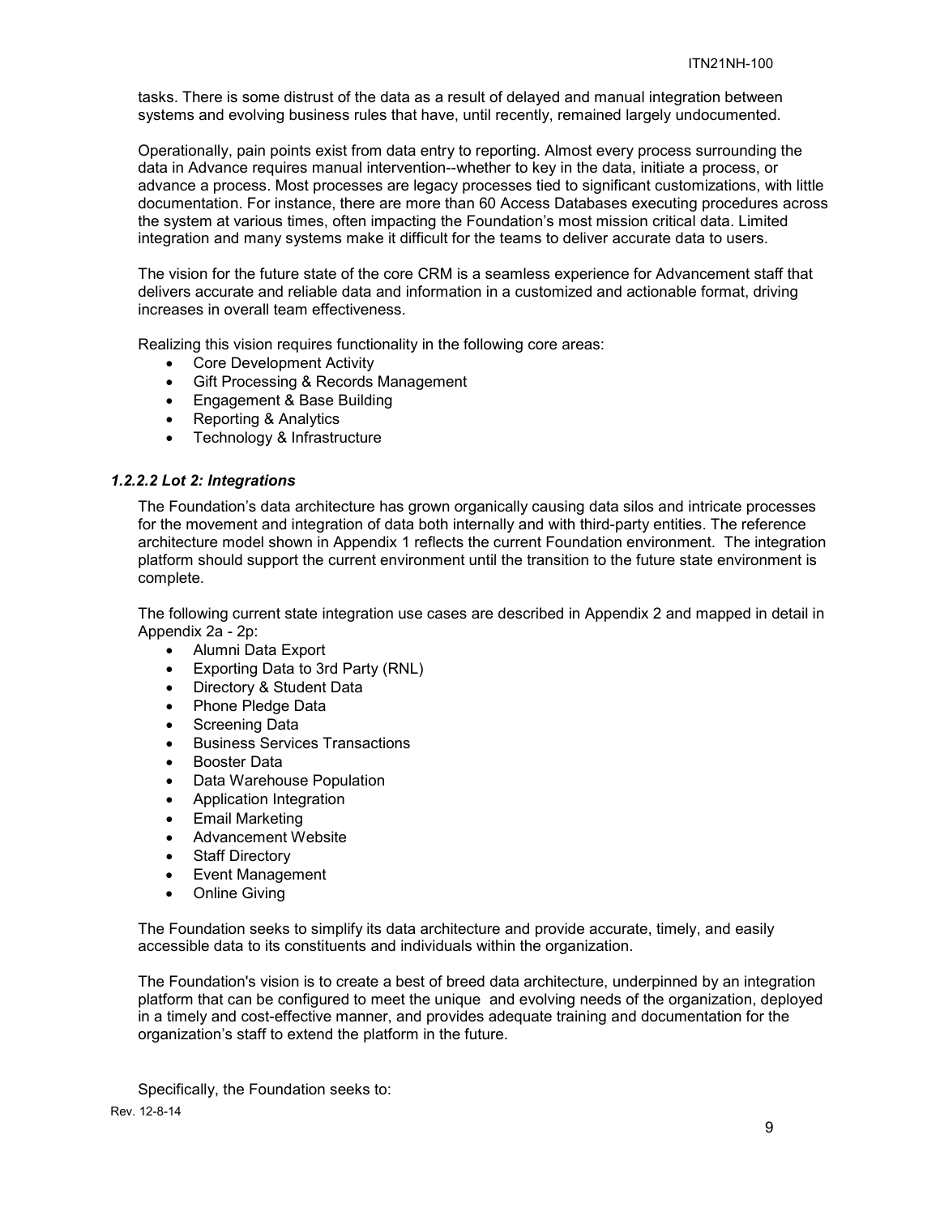tasks. There is some distrust of the data as a result of delayed and manual integration between systems and evolving business rules that have, until recently, remained largely undocumented.

Operationally, pain points exist from data entry to reporting. Almost every process surrounding the data in Advance requires manual intervention--whether to key in the data, initiate a process, or advance a process. Most processes are legacy processes tied to significant customizations, with little documentation. For instance, there are more than 60 Access Databases executing procedures across the system at various times, often impacting the Foundation's most mission critical data. Limited integration and many systems make it difficult for the teams to deliver accurate data to users.

The vision for the future state of the core CRM is a seamless experience for Advancement staff that delivers accurate and reliable data and information in a customized and actionable format, driving increases in overall team effectiveness.

Realizing this vision requires functionality in the following core areas:

- Core Development Activity
- Gift Processing & Records Management
- Engagement & Base Building
- Reporting & Analytics
- Technology & Infrastructure

#### *1.2.2.2 Lot 2: Integrations*

The Foundation's data architecture has grown organically causing data silos and intricate processes for the movement and integration of data both internally and with third-party entities. The reference architecture model shown in Appendix 1 reflects the current Foundation environment. The integration platform should support the current environment until the transition to the future state environment is complete.

The following current state integration use cases are described in Appendix 2 and mapped in detail in Appendix 2a - 2p:

- Alumni Data Export
- Exporting Data to 3rd Party (RNL)
- Directory & Student Data
- Phone Pledge Data
- Screening Data
- Business Services Transactions
- Booster Data
- Data Warehouse Population
- Application Integration
- Email Marketing
- Advancement Website
- Staff Directory
- Event Management
- Online Giving

The Foundation seeks to simplify its data architecture and provide accurate, timely, and easily accessible data to its constituents and individuals within the organization.

The Foundation's vision is to create a best of breed data architecture, underpinned by an integration platform that can be configured to meet the unique and evolving needs of the organization, deployed in a timely and cost-effective manner, and provides adequate training and documentation for the organization's staff to extend the platform in the future.

Specifically, the Foundation seeks to: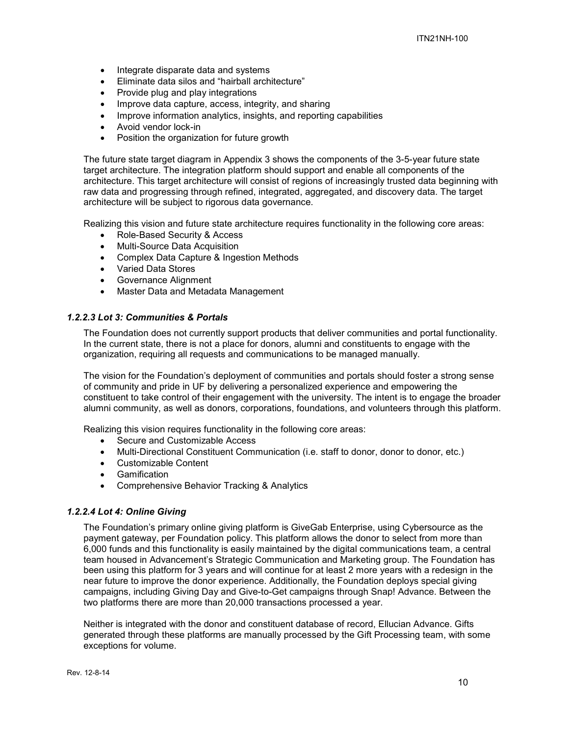- Integrate disparate data and systems
- Eliminate data silos and "hairball architecture"
- Provide plug and play integrations
- Improve data capture, access, integrity, and sharing
- Improve information analytics, insights, and reporting capabilities
- Avoid vendor lock-in
- Position the organization for future growth

The future state target diagram in Appendix 3 shows the components of the 3-5-year future state target architecture. The integration platform should support and enable all components of the architecture. This target architecture will consist of regions of increasingly trusted data beginning with raw data and progressing through refined, integrated, aggregated, and discovery data. The target architecture will be subject to rigorous data governance.

Realizing this vision and future state architecture requires functionality in the following core areas:

- Role-Based Security & Access
- Multi-Source Data Acquisition
- Complex Data Capture & Ingestion Methods
- Varied Data Stores
- Governance Alignment
- Master Data and Metadata Management

#### *1.2.2.3 Lot 3: Communities & Portals*

The Foundation does not currently support products that deliver communities and portal functionality. In the current state, there is not a place for donors, alumni and constituents to engage with the organization, requiring all requests and communications to be managed manually.

The vision for the Foundation's deployment of communities and portals should foster a strong sense of community and pride in UF by delivering a personalized experience and empowering the constituent to take control of their engagement with the university. The intent is to engage the broader alumni community, as well as donors, corporations, foundations, and volunteers through this platform.

Realizing this vision requires functionality in the following core areas:

- Secure and Customizable Access
- Multi-Directional Constituent Communication (i.e. staff to donor, donor to donor, etc.)
- Customizable Content
- Gamification
- Comprehensive Behavior Tracking & Analytics

#### *1.2.2.4 Lot 4: Online Giving*

The Foundation's primary online giving platform is GiveGab Enterprise, using Cybersource as the payment gateway, per Foundation policy. This platform allows the donor to select from more than 6,000 funds and this functionality is easily maintained by the digital communications team, a central team housed in Advancement's Strategic Communication and Marketing group. The Foundation has been using this platform for 3 years and will continue for at least 2 more years with a redesign in the near future to improve the donor experience. Additionally, the Foundation deploys special giving campaigns, including Giving Day and Give-to-Get campaigns through Snap! Advance. Between the two platforms there are more than 20,000 transactions processed a year.

Neither is integrated with the donor and constituent database of record, Ellucian Advance. Gifts generated through these platforms are manually processed by the Gift Processing team, with some exceptions for volume.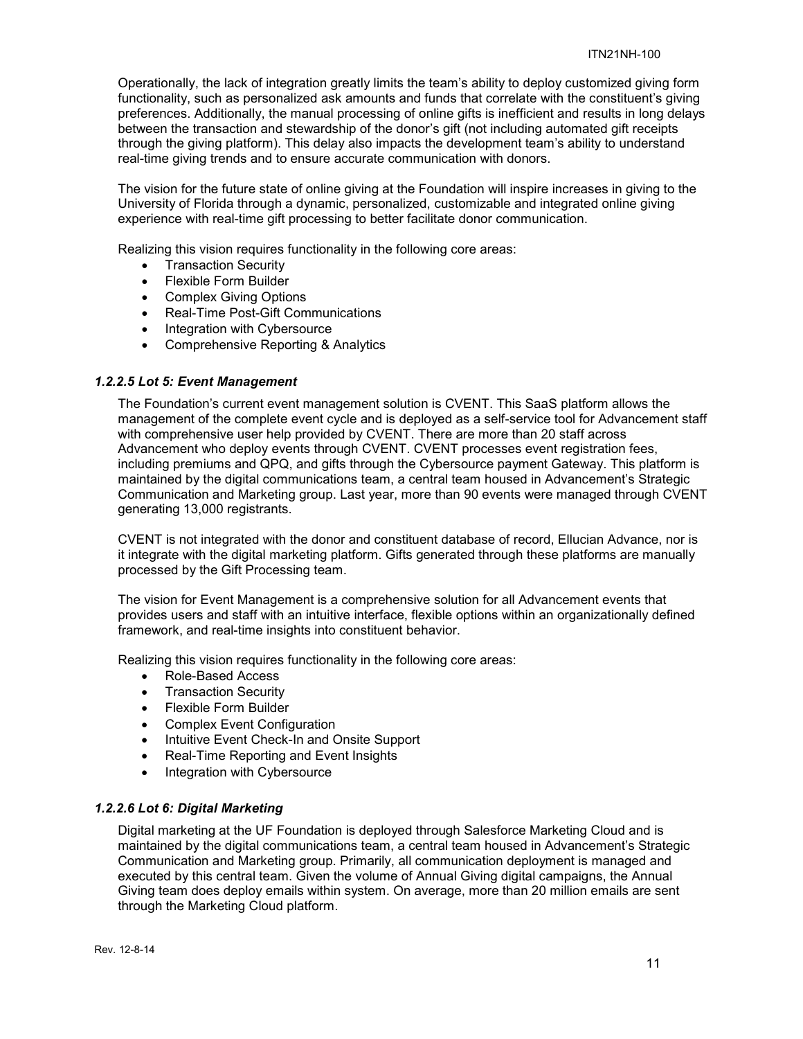Operationally, the lack of integration greatly limits the team's ability to deploy customized giving form functionality, such as personalized ask amounts and funds that correlate with the constituent's giving preferences. Additionally, the manual processing of online gifts is inefficient and results in long delays between the transaction and stewardship of the donor's gift (not including automated gift receipts through the giving platform). This delay also impacts the development team's ability to understand real-time giving trends and to ensure accurate communication with donors.

The vision for the future state of online giving at the Foundation will inspire increases in giving to the University of Florida through a dynamic, personalized, customizable and integrated online giving experience with real-time gift processing to better facilitate donor communication.

Realizing this vision requires functionality in the following core areas:

- Transaction Security
- Flexible Form Builder
- Complex Giving Options
- Real-Time Post-Gift Communications
- Integration with Cybersource
- Comprehensive Reporting & Analytics

### *1.2.2.5 Lot 5: Event Management*

The Foundation's current event management solution is CVENT. This SaaS platform allows the management of the complete event cycle and is deployed as a self-service tool for Advancement staff with comprehensive user help provided by CVENT. There are more than 20 staff across Advancement who deploy events through CVENT. CVENT processes event registration fees, including premiums and QPQ, and gifts through the Cybersource payment Gateway. This platform is maintained by the digital communications team, a central team housed in Advancement's Strategic Communication and Marketing group. Last year, more than 90 events were managed through CVENT generating 13,000 registrants.

CVENT is not integrated with the donor and constituent database of record, Ellucian Advance, nor is it integrate with the digital marketing platform. Gifts generated through these platforms are manually processed by the Gift Processing team.

The vision for Event Management is a comprehensive solution for all Advancement events that provides users and staff with an intuitive interface, flexible options within an organizationally defined framework, and real-time insights into constituent behavior.

Realizing this vision requires functionality in the following core areas:

- Role-Based Access
- Transaction Security
- Flexible Form Builder
- Complex Event Configuration
- Intuitive Event Check-In and Onsite Support
- Real-Time Reporting and Event Insights
- Integration with Cybersource

### *1.2.2.6 Lot 6: Digital Marketing*

Digital marketing at the UF Foundation is deployed through Salesforce Marketing Cloud and is maintained by the digital communications team, a central team housed in Advancement's Strategic Communication and Marketing group. Primarily, all communication deployment is managed and executed by this central team. Given the volume of Annual Giving digital campaigns, the Annual Giving team does deploy emails within system. On average, more than 20 million emails are sent through the Marketing Cloud platform.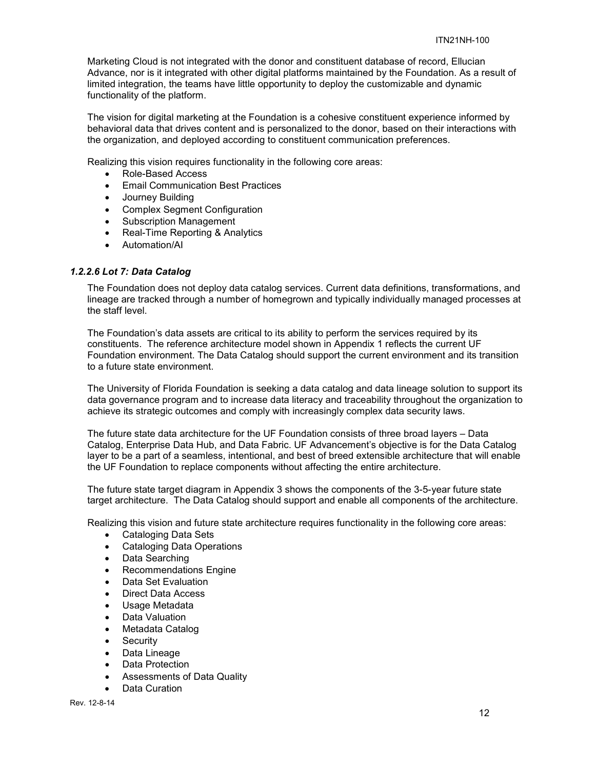Marketing Cloud is not integrated with the donor and constituent database of record, Ellucian Advance, nor is it integrated with other digital platforms maintained by the Foundation. As a result of limited integration, the teams have little opportunity to deploy the customizable and dynamic functionality of the platform.

The vision for digital marketing at the Foundation is a cohesive constituent experience informed by behavioral data that drives content and is personalized to the donor, based on their interactions with the organization, and deployed according to constituent communication preferences.

Realizing this vision requires functionality in the following core areas:

- Role-Based Access
- Email Communication Best Practices
- Journey Building
- Complex Segment Configuration
- Subscription Management
- Real-Time Reporting & Analytics
- Automation/AI

#### *1.2.2.6 Lot 7: Data Catalog*

The Foundation does not deploy data catalog services. Current data definitions, transformations, and lineage are tracked through a number of homegrown and typically individually managed processes at the staff level.

The Foundation's data assets are critical to its ability to perform the services required by its constituents. The reference architecture model shown in Appendix 1 reflects the current UF Foundation environment. The Data Catalog should support the current environment and its transition to a future state environment.

The University of Florida Foundation is seeking a data catalog and data lineage solution to support its data governance program and to increase data literacy and traceability throughout the organization to achieve its strategic outcomes and comply with increasingly complex data security laws.

The future state data architecture for the UF Foundation consists of three broad layers – Data Catalog, Enterprise Data Hub, and Data Fabric. UF Advancement's objective is for the Data Catalog layer to be a part of a seamless, intentional, and best of breed extensible architecture that will enable the UF Foundation to replace components without affecting the entire architecture.

The future state target diagram in Appendix 3 shows the components of the 3-5-year future state target architecture. The Data Catalog should support and enable all components of the architecture.

Realizing this vision and future state architecture requires functionality in the following core areas:

- Cataloging Data Sets
- Cataloging Data Operations
- Data Searching
- Recommendations Engine
- Data Set Evaluation
- Direct Data Access
- Usage Metadata
- Data Valuation
- Metadata Catalog
- Security
- Data Lineage
- Data Protection
- Assessments of Data Quality
- Data Curation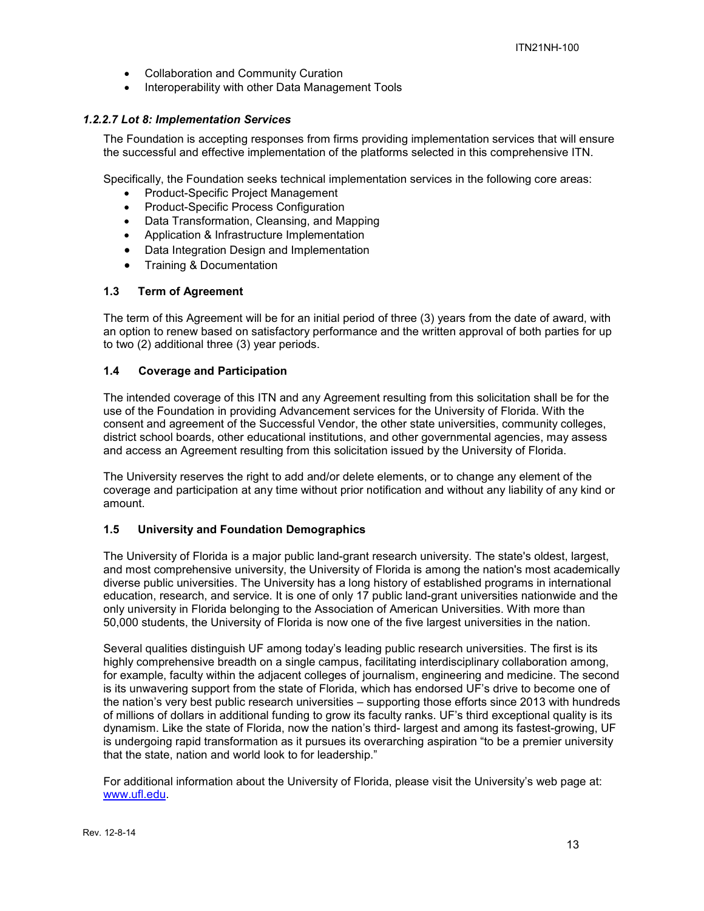- Collaboration and Community Curation
- Interoperability with other Data Management Tools

#### *1.2.2.7 Lot 8: Implementation Services*

The Foundation is accepting responses from firms providing implementation services that will ensure the successful and effective implementation of the platforms selected in this comprehensive ITN.

Specifically, the Foundation seeks technical implementation services in the following core areas:

- Product-Specific Project Management
- Product-Specific Process Configuration
- Data Transformation, Cleansing, and Mapping
- Application & Infrastructure Implementation
- Data Integration Design and Implementation
- Training & Documentation

### 1.3 Term of Agreement

The term of this Agreement will be for an initial period of three (3) years from the date of award, with an option to renew based on satisfactory performance and the written approval of both parties for up to two (2) additional three (3) year periods.

### 1.4 Coverage and Participation

The intended coverage of this ITN and any Agreement resulting from this solicitation shall be for the use of the Foundation in providing Advancement services for the University of Florida. With the consent and agreement of the Successful Vendor, the other state universities, community colleges, district school boards, other educational institutions, and other governmental agencies, may assess and access an Agreement resulting from this solicitation issued by the University of Florida.

The University reserves the right to add and/or delete elements, or to change any element of the coverage and participation at any time without prior notification and without any liability of any kind or amount.

### 1.5 University and Foundation Demographics

The University of Florida is a major public land-grant research university. The state's oldest, largest, and most comprehensive university, the University of Florida is among the nation's most academically diverse public universities. The University has a long history of established programs in international education, research, and service. It is one of only 17 public land-grant universities nationwide and the only university in Florida belonging to the Association of American Universities. With more than 50,000 students, the University of Florida is now one of the five largest universities in the nation.

Several qualities distinguish UF among today's leading public research universities. The first is its highly comprehensive breadth on a single campus, facilitating interdisciplinary collaboration among, for example, faculty within the adjacent colleges of journalism, engineering and medicine. The second is its unwavering support from the state of Florida, which has endorsed UF's drive to become one of the nation's very best public research universities – supporting those efforts since 2013 with hundreds of millions of dollars in additional funding to grow its faculty ranks. UF's third exceptional quality is its dynamism. Like the state of Florida, now the nation's third- largest and among its fastest-growing, UF is undergoing rapid transformation as it pursues its overarching aspiration "to be a premier university that the state, nation and world look to for leadership."

For additional information about the University of Florida, please visit the University's web page at: [www.ufl.edu](http://www.ufl.edu).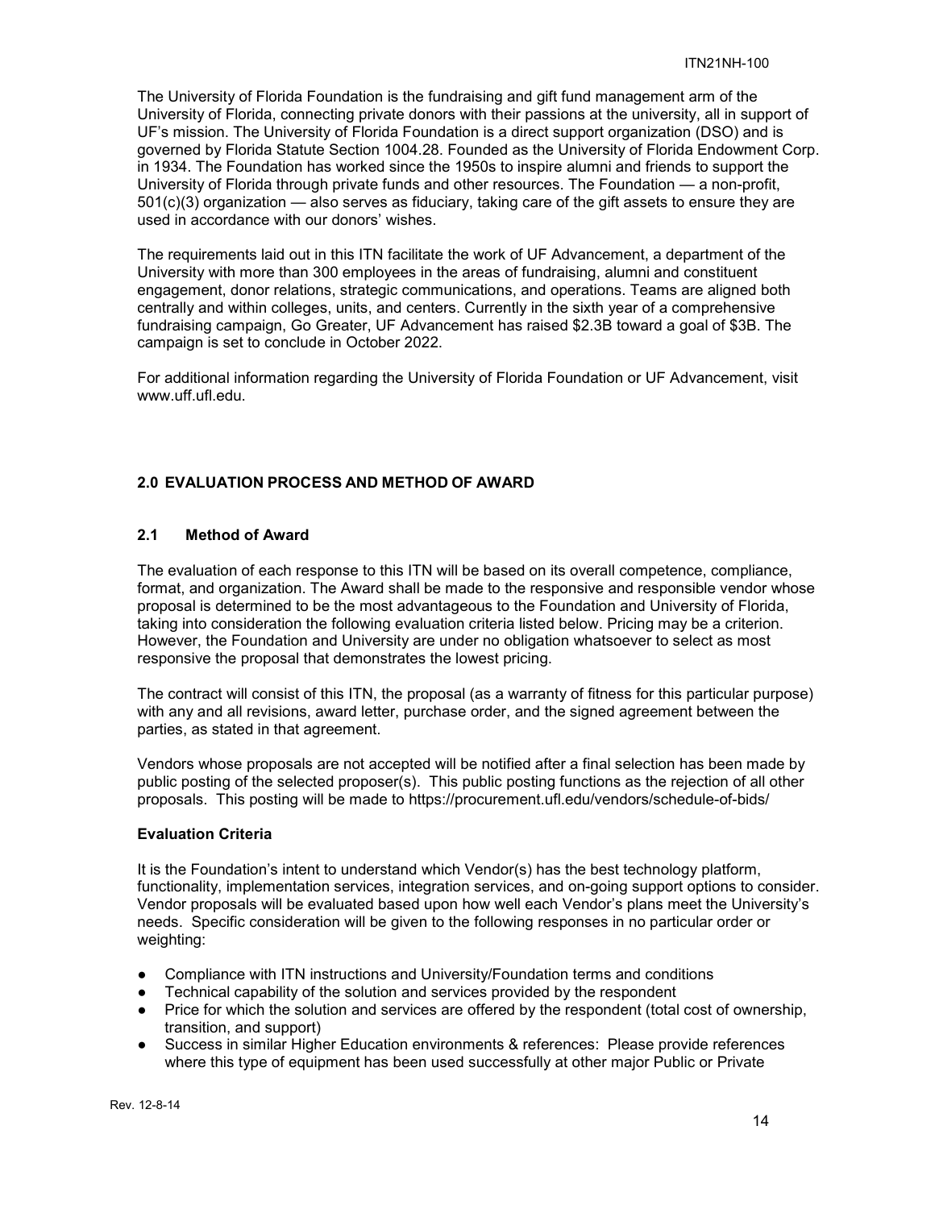The University of Florida Foundation is the fundraising and gift fund management arm of the University of Florida, connecting private donors with their passions at the university, all in support of UF's mission. The University of Florida Foundation is a direct support organization (DSO) and is governed by Florida Statute Section 1004.28. Founded as the University of Florida Endowment Corp. in 1934. The Foundation has worked since the 1950s to inspire alumni and friends to support the University of Florida through private funds and other resources. The Foundation — a non-profit, 501(c)(3) organization — also serves as fiduciary, taking care of the gift assets to ensure they are used in accordance with our donors' wishes.

The requirements laid out in this ITN facilitate the work of UF Advancement, a department of the University with more than 300 employees in the areas of fundraising, alumni and constituent engagement, donor relations, strategic communications, and operations. Teams are aligned both centrally and within colleges, units, and centers. Currently in the sixth year of a comprehensive fundraising campaign, Go Greater, UF Advancement has raised $2.3B toward a goal of $3B. The campaign is set to conclude in October 2022.

For additional information regarding the University of Florida Foundation or UF Advancement, visit www.uff.ufl.edu.

## 2.0 EVALUATION PROCESS AND METHOD OF AWARD

### 2.1 Method of Award

The evaluation of each response to this ITN will be based on its overall competence, compliance, format, and organization. The Award shall be made to the responsive and responsible vendor whose proposal is determined to be the most advantageous to the Foundation and University of Florida, taking into consideration the following evaluation criteria listed below. Pricing may be a criterion. However, the Foundation and University are under no obligation whatsoever to select as most responsive the proposal that demonstrates the lowest pricing.

The contract will consist of this ITN, the proposal (as a warranty of fitness for this particular purpose) with any and all revisions, award letter, purchase order, and the signed agreement between the parties, as stated in that agreement.

Vendors whose proposals are not accepted will be notified after a final selection has been made by public posting of the selected proposer(s). This public posting functions as the rejection of all other proposals. This posting will be made to https://procurement.ufl.edu/vendors/schedule-of-bids/

**Evaluation Criteria**

It is the Foundation's intent to understand which Vendor(s) has the best technology platform, functionality, implementation services, integration services, and on-going support options to consider. Vendor proposals will be evaluated based upon how well each Vendor's plans meet the University's needs. Specific consideration will be given to the following responses in no particular order or weighting:

- Compliance with ITN instructions and University/Foundation terms and conditions
- Technical capability of the solution and services provided by the respondent
- Price for which the solution and services are offered by the respondent (total cost of ownership, transition, and support)
- Success in similar Higher Education environments & references: Please provide references where this type of equipment has been used successfully at other major Public or Private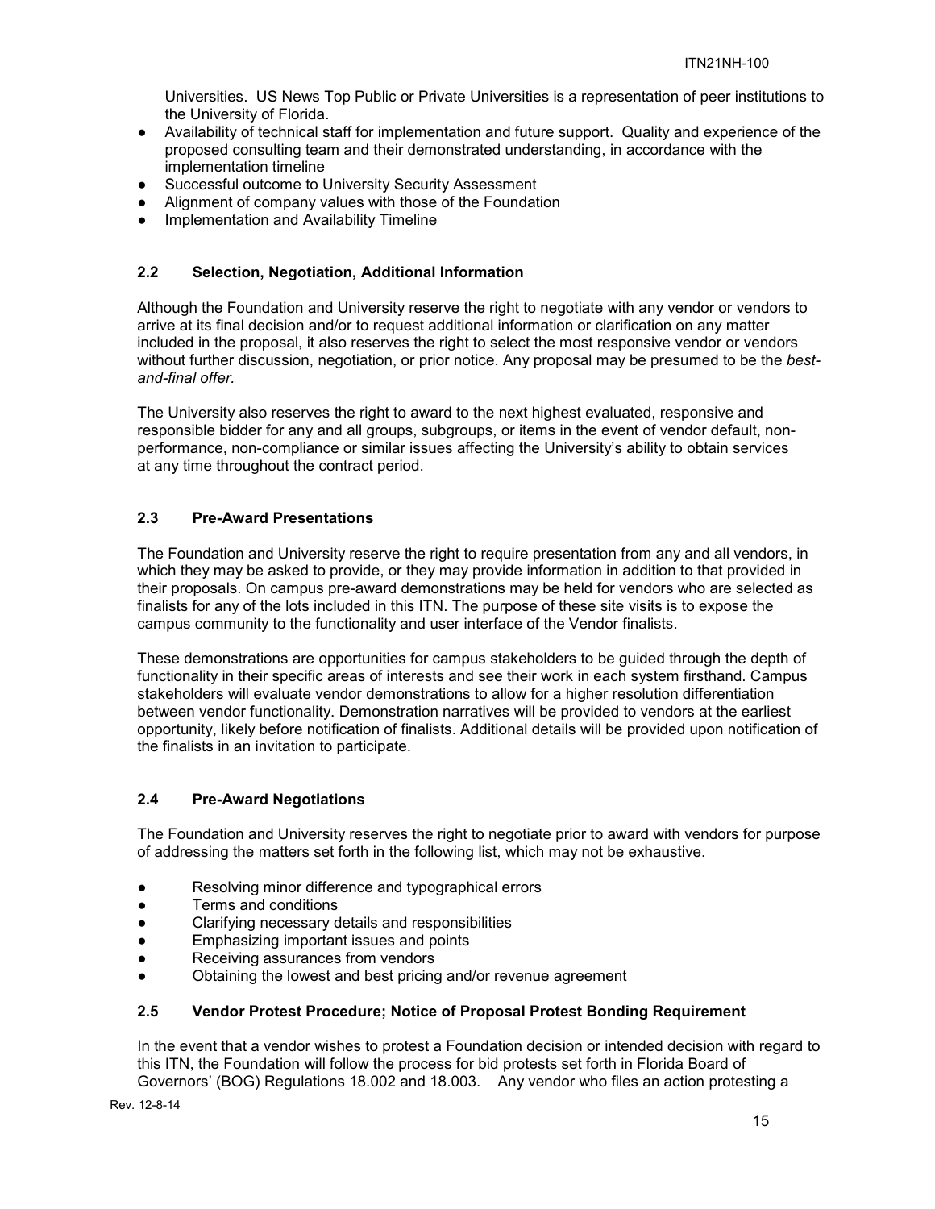Universities. US News Top Public or Private Universities is a representation of peer institutions to the University of Florida.

- Availability of technical staff for implementation and future support. Quality and experience of the proposed consulting team and their demonstrated understanding, in accordance with the implementation timeline
- Successful outcome to University Security Assessment
- Alignment of company values with those of the Foundation
- Implementation and Availability Timeline

### 2.2 Selection, Negotiation, Additional Information

Although the Foundation and University reserve the right to negotiate with any vendor or vendors to arrive at its final decision and/or to request additional information or clarification on any matter included in the proposal, it also reserves the right to select the most responsive vendor or vendors without further discussion, negotiation, or prior notice. Any proposal may be presumed to be the *best-and-final offer.*

The University also reserves the right to award to the next highest evaluated, responsive and responsible bidder for any and all groups, subgroups, or items in the event of vendor default, non-performance, non-compliance or similar issues affecting the University's ability to obtain services at any time throughout the contract period.

### 2.3 Pre-Award Presentations

The Foundation and University reserve the right to require presentation from any and all vendors, in which they may be asked to provide, or they may provide information in addition to that provided in their proposals. On campus pre-award demonstrations may be held for vendors who are selected as finalists for any of the lots included in this ITN. The purpose of these site visits is to expose the campus community to the functionality and user interface of the Vendor finalists.

These demonstrations are opportunities for campus stakeholders to be guided through the depth of functionality in their specific areas of interests and see their work in each system firsthand. Campus stakeholders will evaluate vendor demonstrations to allow for a higher resolution differentiation between vendor functionality. Demonstration narratives will be provided to vendors at the earliest opportunity, likely before notification of finalists. Additional details will be provided upon notification of the finalists in an invitation to participate.

### 2.4 Pre-Award Negotiations

The Foundation and University reserves the right to negotiate prior to award with vendors for purpose of addressing the matters set forth in the following list, which may not be exhaustive.

- Resolving minor difference and typographical errors
- Terms and conditions
- Clarifying necessary details and responsibilities
- Emphasizing important issues and points
- Receiving assurances from vendors
- Obtaining the lowest and best pricing and/or revenue agreement

### 2.5 Vendor Protest Procedure; Notice of Proposal Protest Bonding Requirement

In the event that a vendor wishes to protest a Foundation decision or intended decision with regard to this ITN, the Foundation will follow the process for bid protests set forth in Florida Board of Governors' (BOG) Regulations 18.002 and 18.003. Any vendor who files an action protesting a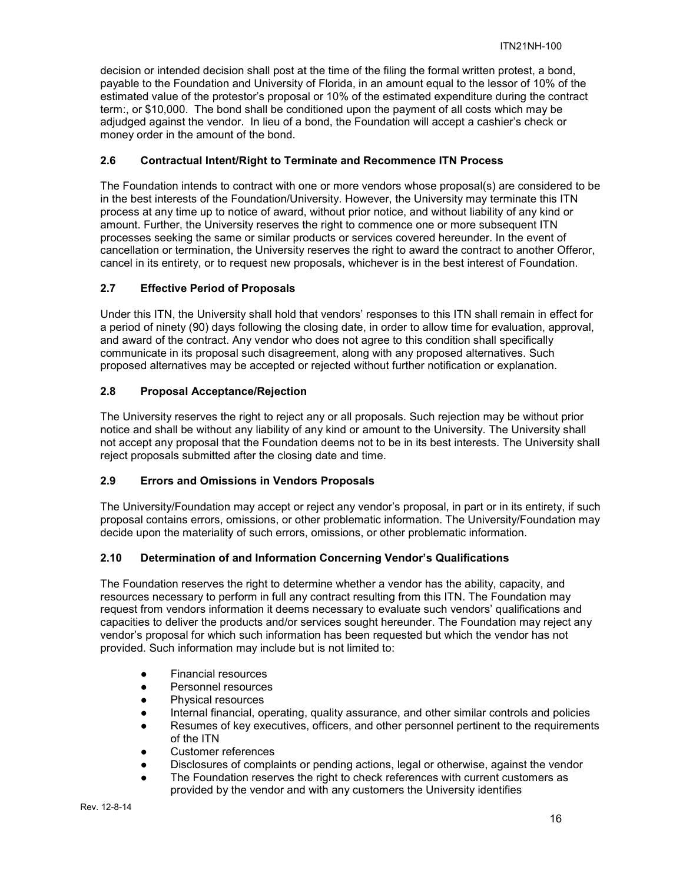decision or intended decision shall post at the time of the filing the formal written protest, a bond, payable to the Foundation and University of Florida, in an amount equal to the lessor of 10% of the estimated value of the protestor's proposal or 10% of the estimated expenditure during the contract term:, or $10,000. The bond shall be conditioned upon the payment of all costs which may be adjudged against the vendor. In lieu of a bond, the Foundation will accept a cashier's check or money order in the amount of the bond.

### 2.6 Contractual Intent/Right to Terminate and Recommence ITN Process

The Foundation intends to contract with one or more vendors whose proposal(s) are considered to be in the best interests of the Foundation/University. However, the University may terminate this ITN process at any time up to notice of award, without prior notice, and without liability of any kind or amount. Further, the University reserves the right to commence one or more subsequent ITN processes seeking the same or similar products or services covered hereunder. In the event of cancellation or termination, the University reserves the right to award the contract to another Offeror, cancel in its entirety, or to request new proposals, whichever is in the best interest of Foundation.

### 2.7 Effective Period of Proposals

Under this ITN, the University shall hold that vendors' responses to this ITN shall remain in effect for a period of ninety (90) days following the closing date, in order to allow time for evaluation, approval, and award of the contract. Any vendor who does not agree to this condition shall specifically communicate in its proposal such disagreement, along with any proposed alternatives. Such proposed alternatives may be accepted or rejected without further notification or explanation.

### 2.8 Proposal Acceptance/Rejection

The University reserves the right to reject any or all proposals. Such rejection may be without prior notice and shall be without any liability of any kind or amount to the University. The University shall not accept any proposal that the Foundation deems not to be in its best interests. The University shall reject proposals submitted after the closing date and time.

### 2.9 Errors and Omissions in Vendors Proposals

The University/Foundation may accept or reject any vendor's proposal, in part or in its entirety, if such proposal contains errors, omissions, or other problematic information. The University/Foundation may decide upon the materiality of such errors, omissions, or other problematic information.

### 2.10 Determination of and Information Concerning Vendor's Qualifications

The Foundation reserves the right to determine whether a vendor has the ability, capacity, and resources necessary to perform in full any contract resulting from this ITN. The Foundation may request from vendors information it deems necessary to evaluate such vendors' qualifications and capacities to deliver the products and/or services sought hereunder. The Foundation may reject any vendor's proposal for which such information has been requested but which the vendor has not provided. Such information may include but is not limited to:

- Financial resources
- Personnel resources
- Physical resources
- Internal financial, operating, quality assurance, and other similar controls and policies
- Resumes of key executives, officers, and other personnel pertinent to the requirements of the ITN
- Customer references
- Disclosures of complaints or pending actions, legal or otherwise, against the vendor
- The Foundation reserves the right to check references with current customers as provided by the vendor and with any customers the University identifies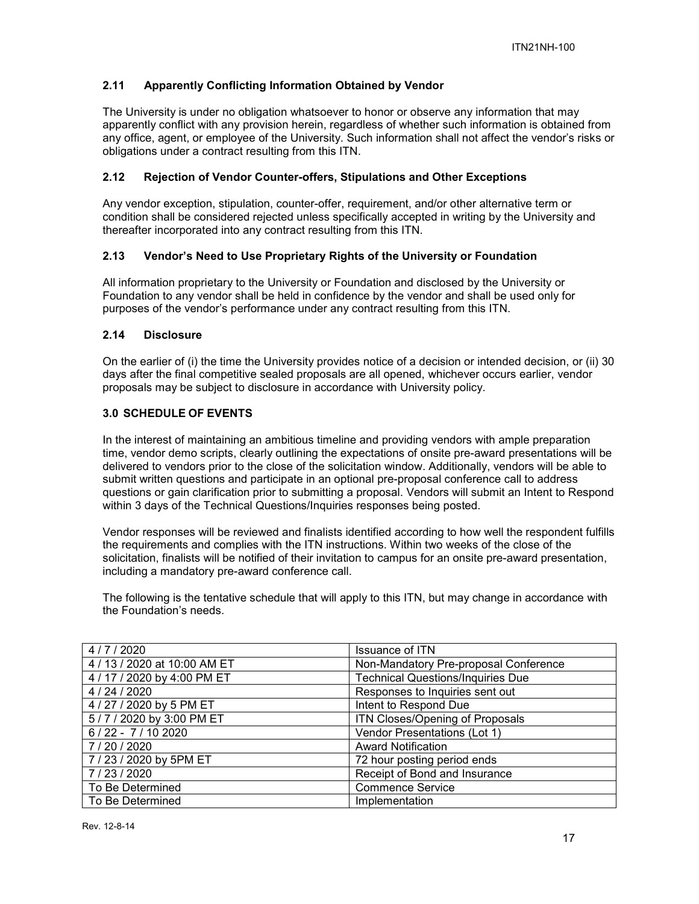### 2.11 Apparently Conflicting Information Obtained by Vendor

The University is under no obligation whatsoever to honor or observe any information that may apparently conflict with any provision herein, regardless of whether such information is obtained from any office, agent, or employee of the University. Such information shall not affect the vendor's risks or obligations under a contract resulting from this ITN.

### 2.12 Rejection of Vendor Counter-offers, Stipulations and Other Exceptions

Any vendor exception, stipulation, counter-offer, requirement, and/or other alternative term or condition shall be considered rejected unless specifically accepted in writing by the University and thereafter incorporated into any contract resulting from this ITN.

### 2.13 Vendor's Need to Use Proprietary Rights of the University or Foundation

All information proprietary to the University or Foundation and disclosed by the University or Foundation to any vendor shall be held in confidence by the vendor and shall be used only for purposes of the vendor's performance under any contract resulting from this ITN.

### 2.14 Disclosure

On the earlier of (i) the time the University provides notice of a decision or intended decision, or (ii) 30 days after the final competitive sealed proposals are all opened, whichever occurs earlier, vendor proposals may be subject to disclosure in accordance with University policy.

## 3.0 SCHEDULE OF EVENTS

In the interest of maintaining an ambitious timeline and providing vendors with ample preparation time, vendor demo scripts, clearly outlining the expectations of onsite pre-award presentations will be delivered to vendors prior to the close of the solicitation window. Additionally, vendors will be able to submit written questions and participate in an optional pre-proposal conference call to address questions or gain clarification prior to submitting a proposal. Vendors will submit an Intent to Respond within 3 days of the Technical Questions/Inquiries responses being posted.

Vendor responses will be reviewed and finalists identified according to how well the respondent fulfills the requirements and complies with the ITN instructions. Within two weeks of the close of the solicitation, finalists will be notified of their invitation to campus for an onsite pre-award presentation, including a mandatory pre-award conference call.

The following is the tentative schedule that will apply to this ITN, but may change in accordance with the Foundation's needs.

| Date | Event |
|---|---|
| 4 / 7 / 2020 | Issuance of ITN |
| 4 / 13 / 2020 at 10:00 AM ET | Non-Mandatory Pre-proposal Conference |
| 4 / 17 / 2020 by 4:00 PM ET | Technical Questions/Inquiries Due |
| 4 / 24 / 2020 | Responses to Inquiries sent out |
| 4 / 27 / 2020 by 5 PM ET | Intent to Respond Due |
| 5 / 7 / 2020 by 3:00 PM ET | ITN Closes/Opening of Proposals |
| 6 / 22 - 7 / 10 2020 | Vendor Presentations (Lot 1) |
| 7 / 20 / 2020 | Award Notification |
| 7 / 23 / 2020 by 5PM ET | 72 hour posting period ends |
| 7 / 23 / 2020 | Receipt of Bond and Insurance |
| To Be Determined | Commence Service |
| To Be Determined | Implementation |

Rev. 12-8-14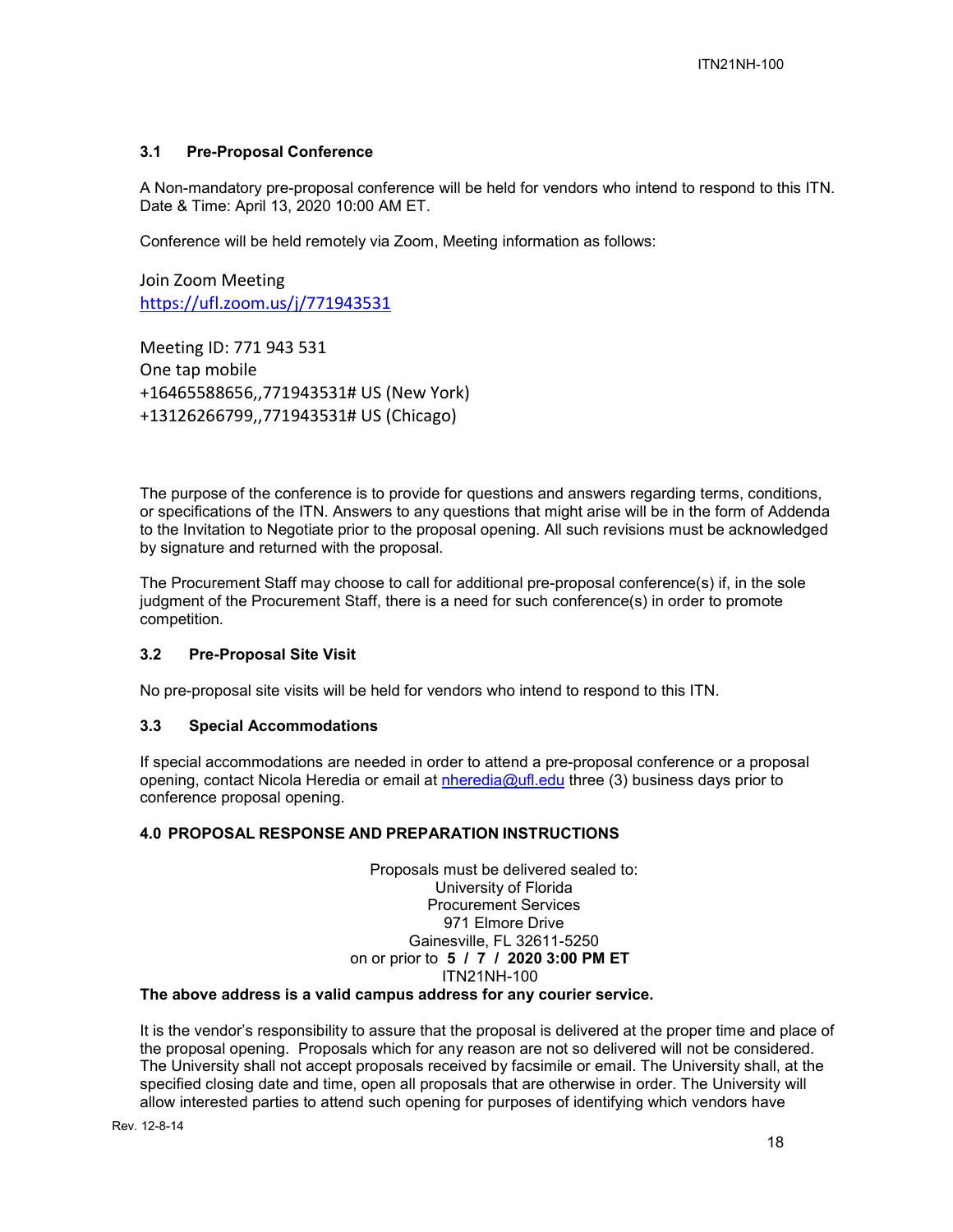### 3.1 Pre-Proposal Conference

A Non-mandatory pre-proposal conference will be held for vendors who intend to respond to this ITN. Date & Time: April 13, 2020 10:00 AM ET.

Conference will be held remotely via Zoom, Meeting information as follows:

Join Zoom Meeting
https://ufl.zoom.us/j/771943531

Meeting ID: 771 943 531
One tap mobile
+16465588656,,771943531# US (New York)
+13126266799,,771943531# US (Chicago)

The purpose of the conference is to provide for questions and answers regarding terms, conditions, or specifications of the ITN. Answers to any questions that might arise will be in the form of Addenda to the Invitation to Negotiate prior to the proposal opening. All such revisions must be acknowledged by signature and returned with the proposal.

The Procurement Staff may choose to call for additional pre-proposal conference(s) if, in the sole judgment of the Procurement Staff, there is a need for such conference(s) in order to promote competition.

### 3.2 Pre-Proposal Site Visit

No pre-proposal site visits will be held for vendors who intend to respond to this ITN.

### 3.3 Special Accommodations

If special accommodations are needed in order to attend a pre-proposal conference or a proposal opening, contact Nicola Heredia or email at nheredia@ufl.edu three (3) business days prior to conference proposal opening.

## 4.0 PROPOSAL RESPONSE AND PREPARATION INSTRUCTIONS

Proposals must be delivered sealed to:
University of Florida
Procurement Services
971 Elmore Drive
Gainesville, FL 32611-5250
on or prior to **5 / 7 / 2020 3:00 PM ET**
ITN21NH-100

**The above address is a valid campus address for any courier service.**

It is the vendor's responsibility to assure that the proposal is delivered at the proper time and place of the proposal opening. Proposals which for any reason are not so delivered will not be considered. The University shall not accept proposals received by facsimile or email. The University shall, at the specified closing date and time, open all proposals that are otherwise in order. The University will allow interested parties to attend such opening for purposes of identifying which vendors have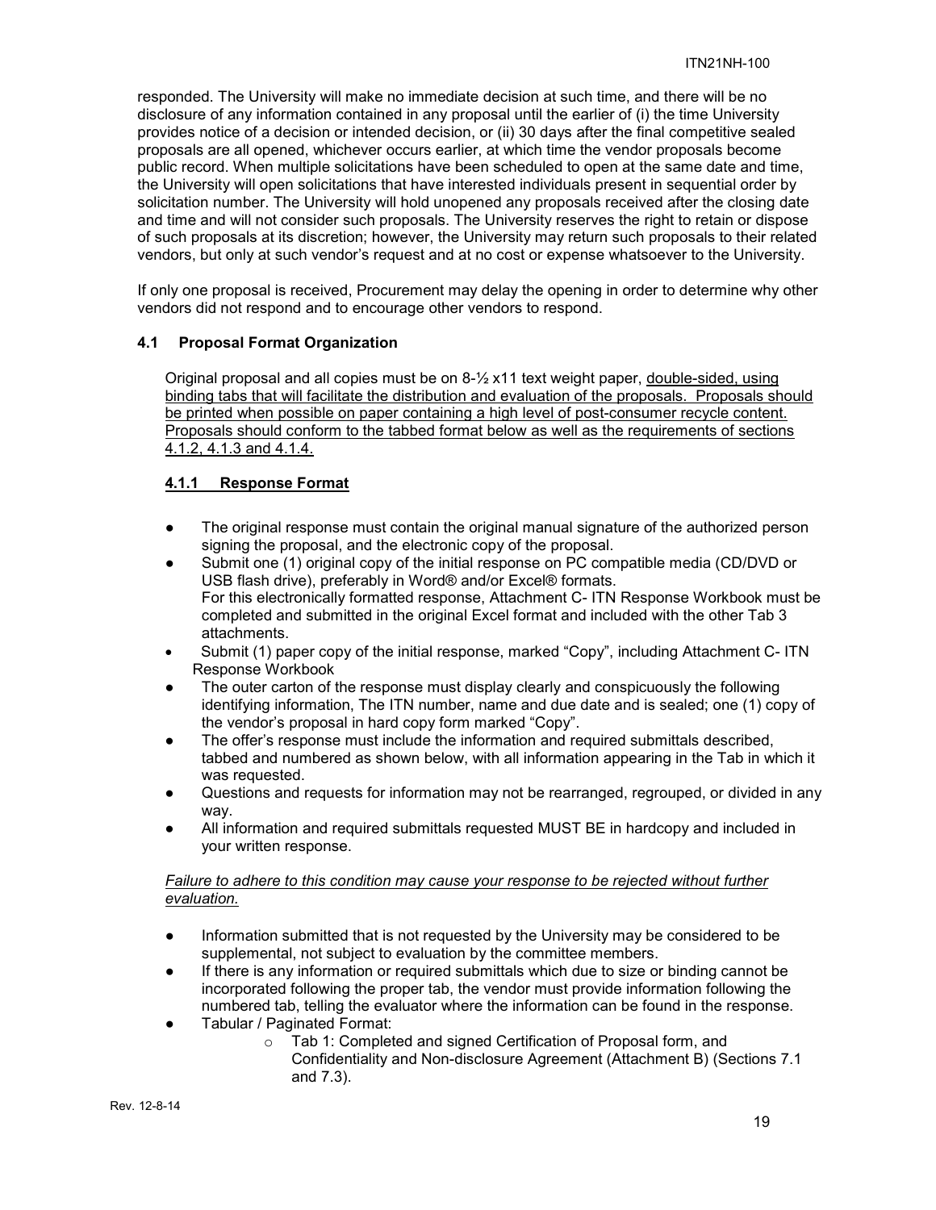responded. The University will make no immediate decision at such time, and there will be no disclosure of any information contained in any proposal until the earlier of (i) the time University provides notice of a decision or intended decision, or (ii) 30 days after the final competitive sealed proposals are all opened, whichever occurs earlier, at which time the vendor proposals become public record. When multiple solicitations have been scheduled to open at the same date and time, the University will open solicitations that have interested individuals present in sequential order by solicitation number. The University will hold unopened any proposals received after the closing date and time and will not consider such proposals. The University reserves the right to retain or dispose of such proposals at its discretion; however, the University may return such proposals to their related vendors, but only at such vendor's request and at no cost or expense whatsoever to the University.

If only one proposal is received, Procurement may delay the opening in order to determine why other vendors did not respond and to encourage other vendors to respond.

### 4.1 Proposal Format Organization

Original proposal and all copies must be on 8-½ x11 text weight paper, <u>double-sided, using binding tabs that will facilitate the distribution and evaluation of the proposals. Proposals should be printed when possible on paper containing a high level of post-consumer recycle content. Proposals should conform to the tabbed format below as well as the requirements of sections 4.1.2, 4.1.3 and 4.1.4.</u>

#### <u>4.1.1 Response Format</u>

- The original response must contain the original manual signature of the authorized person signing the proposal, and the electronic copy of the proposal.
- Submit one (1) original copy of the initial response on PC compatible media (CD/DVD or USB flash drive), preferably in Word® and/or Excel® formats. For this electronically formatted response, Attachment C- ITN Response Workbook must be completed and submitted in the original Excel format and included with the other Tab 3 attachments.
- Submit (1) paper copy of the initial response, marked "Copy", including Attachment C- ITN Response Workbook
- The outer carton of the response must display clearly and conspicuously the following identifying information, The ITN number, name and due date and is sealed; one (1) copy of the vendor's proposal in hard copy form marked "Copy".
- The offer's response must include the information and required submittals described, tabbed and numbered as shown below, with all information appearing in the Tab in which it was requested.
- Questions and requests for information may not be rearranged, regrouped, or divided in any way.
- All information and required submittals requested MUST BE in hardcopy and included in your written response.

*<u>Failure to adhere to this condition may cause your response to be rejected without further evaluation.</u>*

- Information submitted that is not requested by the University may be considered to be supplemental, not subject to evaluation by the committee members.
- If there is any information or required submittals which due to size or binding cannot be incorporated following the proper tab, the vendor must provide information following the numbered tab, telling the evaluator where the information can be found in the response.
- Tabular / Paginated Format:
  - Tab 1: Completed and signed Certification of Proposal form, and Confidentiality and Non-disclosure Agreement (Attachment B) (Sections 7.1 and 7.3).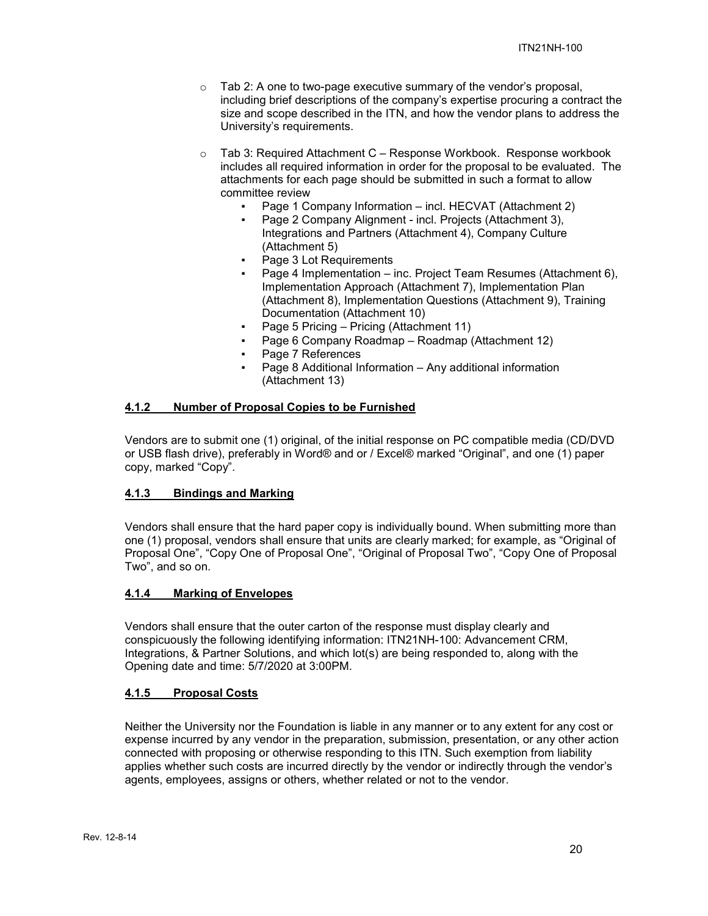- Tab 2: A one to two-page executive summary of the vendor's proposal, including brief descriptions of the company's expertise procuring a contract the size and scope described in the ITN, and how the vendor plans to address the University's requirements.

- Tab 3: Required Attachment C – Response Workbook. Response workbook includes all required information in order for the proposal to be evaluated. The attachments for each page should be submitted in such a format to allow committee review
  - Page 1 Company Information – incl. HECVAT (Attachment 2)
  - Page 2 Company Alignment - incl. Projects (Attachment 3), Integrations and Partners (Attachment 4), Company Culture (Attachment 5)
  - Page 3 Lot Requirements
  - Page 4 Implementation – inc. Project Team Resumes (Attachment 6), Implementation Approach (Attachment 7), Implementation Plan (Attachment 8), Implementation Questions (Attachment 9), Training Documentation (Attachment 10)
  - Page 5 Pricing – Pricing (Attachment 11)
  - Page 6 Company Roadmap – Roadmap (Attachment 12)
  - Page 7 References
  - Page 8 Additional Information – Any additional information (Attachment 13)

#### 4.1.2 Number of Proposal Copies to be Furnished

Vendors are to submit one (1) original, of the initial response on PC compatible media (CD/DVD or USB flash drive), preferably in Word® and or / Excel® marked "Original", and one (1) paper copy, marked "Copy".

#### 4.1.3 Bindings and Marking

Vendors shall ensure that the hard paper copy is individually bound. When submitting more than one (1) proposal, vendors shall ensure that units are clearly marked; for example, as "Original of Proposal One", "Copy One of Proposal One", "Original of Proposal Two", "Copy One of Proposal Two", and so on.

#### 4.1.4 Marking of Envelopes

Vendors shall ensure that the outer carton of the response must display clearly and conspicuously the following identifying information: ITN21NH-100: Advancement CRM, Integrations, & Partner Solutions, and which lot(s) are being responded to, along with the Opening date and time: 5/7/2020 at 3:00PM.

#### 4.1.5 Proposal Costs

Neither the University nor the Foundation is liable in any manner or to any extent for any cost or expense incurred by any vendor in the preparation, submission, presentation, or any other action connected with proposing or otherwise responding to this ITN. Such exemption from liability applies whether such costs are incurred directly by the vendor or indirectly through the vendor's agents, employees, assigns or others, whether related or not to the vendor.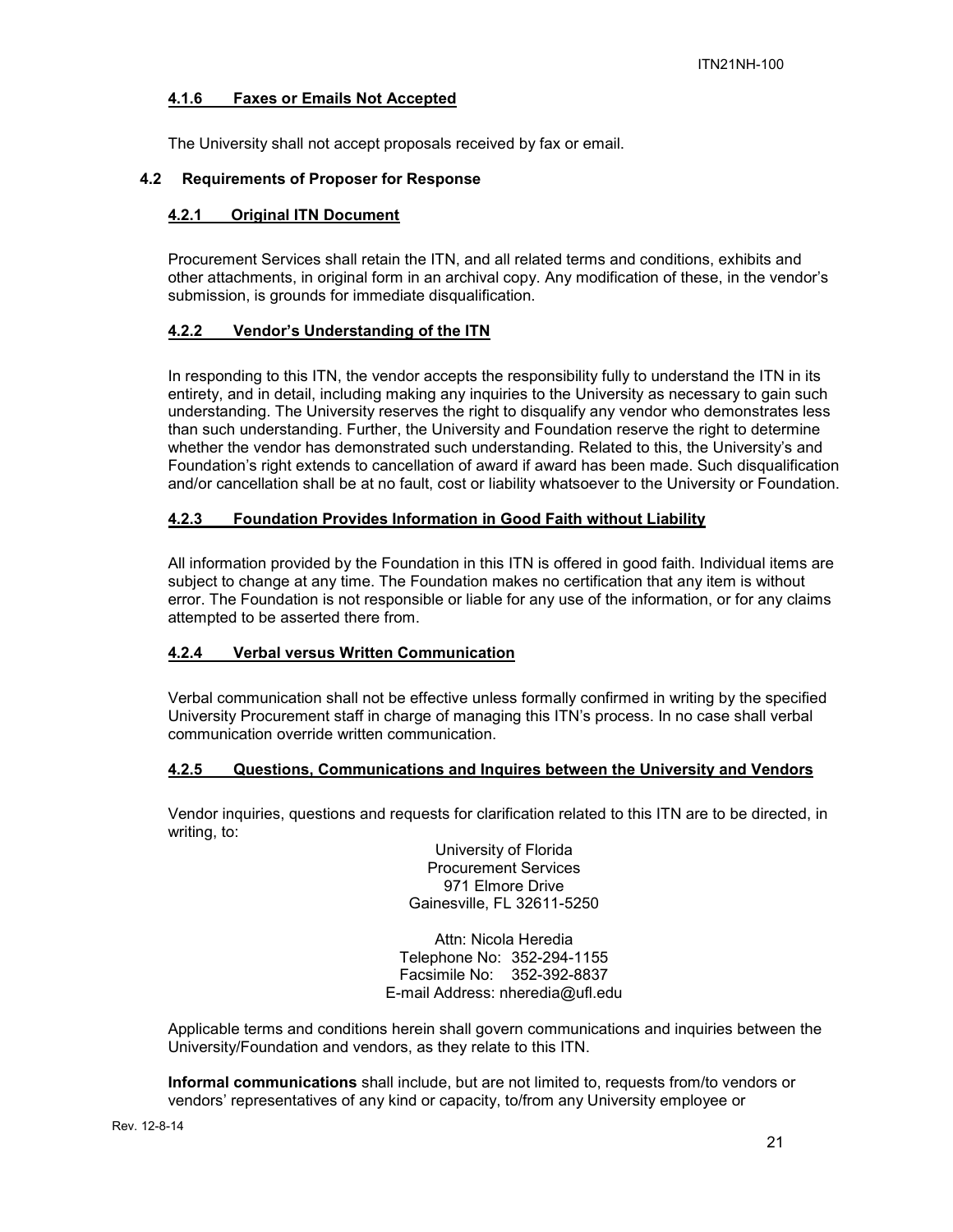#### 4.1.6 Faxes or Emails Not Accepted

The University shall not accept proposals received by fax or email.

### 4.2 Requirements of Proposer for Response

#### 4.2.1 Original ITN Document

Procurement Services shall retain the ITN, and all related terms and conditions, exhibits and other attachments, in original form in an archival copy. Any modification of these, in the vendor's submission, is grounds for immediate disqualification.

#### 4.2.2 Vendor's Understanding of the ITN

In responding to this ITN, the vendor accepts the responsibility fully to understand the ITN in its entirety, and in detail, including making any inquiries to the University as necessary to gain such understanding. The University reserves the right to disqualify any vendor who demonstrates less than such understanding. Further, the University and Foundation reserve the right to determine whether the vendor has demonstrated such understanding. Related to this, the University's and Foundation's right extends to cancellation of award if award has been made. Such disqualification and/or cancellation shall be at no fault, cost or liability whatsoever to the University or Foundation.

#### 4.2.3 Foundation Provides Information in Good Faith without Liability

All information provided by the Foundation in this ITN is offered in good faith. Individual items are subject to change at any time. The Foundation makes no certification that any item is without error. The Foundation is not responsible or liable for any use of the information, or for any claims attempted to be asserted there from.

#### 4.2.4 Verbal versus Written Communication

Verbal communication shall not be effective unless formally confirmed in writing by the specified University Procurement staff in charge of managing this ITN's process. In no case shall verbal communication override written communication.

#### 4.2.5 Questions, Communications and Inquires between the University and Vendors

Vendor inquiries, questions and requests for clarification related to this ITN are to be directed, in writing, to:

University of Florida
Procurement Services
971 Elmore Drive
Gainesville, FL 32611-5250

Attn: Nicola Heredia
Telephone No: 352-294-1155
Facsimile No: 352-392-8837
E-mail Address: nheredia@ufl.edu

Applicable terms and conditions herein shall govern communications and inquiries between the University/Foundation and vendors, as they relate to this ITN.

**Informal communications** shall include, but are not limited to, requests from/to vendors or vendors' representatives of any kind or capacity, to/from any University employee or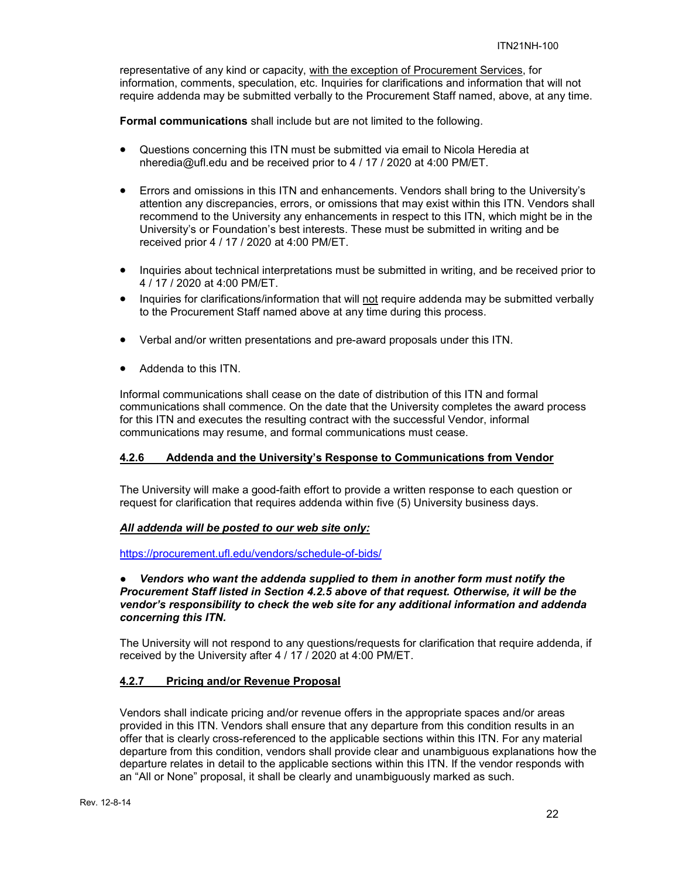representative of any kind or capacity, with the exception of Procurement Services, for information, comments, speculation, etc. Inquiries for clarifications and information that will not require addenda may be submitted verbally to the Procurement Staff named, above, at any time.

**Formal communications** shall include but are not limited to the following.

- Questions concerning this ITN must be submitted via email to Nicola Heredia at nheredia@ufl.edu and be received prior to 4 / 17 / 2020 at 4:00 PM/ET.
- Errors and omissions in this ITN and enhancements. Vendors shall bring to the University's attention any discrepancies, errors, or omissions that may exist within this ITN. Vendors shall recommend to the University any enhancements in respect to this ITN, which might be in the University's or Foundation's best interests. These must be submitted in writing and be received prior 4 / 17 / 2020 at 4:00 PM/ET.
- Inquiries about technical interpretations must be submitted in writing, and be received prior to 4 / 17 / 2020 at 4:00 PM/ET.
- Inquiries for clarifications/information that will not require addenda may be submitted verbally to the Procurement Staff named above at any time during this process.
- Verbal and/or written presentations and pre-award proposals under this ITN.
- Addenda to this ITN.

Informal communications shall cease on the date of distribution of this ITN and formal communications shall commence. On the date that the University completes the award process for this ITN and executes the resulting contract with the successful Vendor, informal communications may resume, and formal communications must cease.

### 4.2.6 Addenda and the University's Response to Communications from Vendor

The University will make a good-faith effort to provide a written response to each question or request for clarification that requires addenda within five (5) University business days.

***All addenda will be posted to our web site only:***

https://procurement.ufl.edu/vendors/schedule-of-bids/

- ***Vendors who want the addenda supplied to them in another form must notify the Procurement Staff listed in Section 4.2.5 above of that request. Otherwise, it will be the vendor's responsibility to check the web site for any additional information and addenda concerning this ITN.***

The University will not respond to any questions/requests for clarification that require addenda, if received by the University after 4 / 17 / 2020 at 4:00 PM/ET.

### 4.2.7 Pricing and/or Revenue Proposal

Vendors shall indicate pricing and/or revenue offers in the appropriate spaces and/or areas provided in this ITN. Vendors shall ensure that any departure from this condition results in an offer that is clearly cross-referenced to the applicable sections within this ITN. For any material departure from this condition, vendors shall provide clear and unambiguous explanations how the departure relates in detail to the applicable sections within this ITN. If the vendor responds with an "All or None" proposal, it shall be clearly and unambiguously marked as such.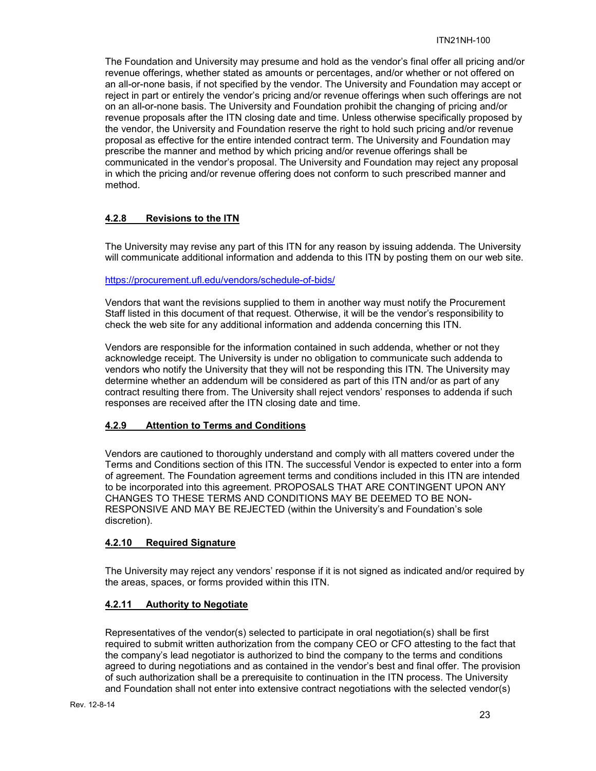The Foundation and University may presume and hold as the vendor's final offer all pricing and/or revenue offerings, whether stated as amounts or percentages, and/or whether or not offered on an all-or-none basis, if not specified by the vendor. The University and Foundation may accept or reject in part or entirely the vendor's pricing and/or revenue offerings when such offerings are not on an all-or-none basis. The University and Foundation prohibit the changing of pricing and/or revenue proposals after the ITN closing date and time. Unless otherwise specifically proposed by the vendor, the University and Foundation reserve the right to hold such pricing and/or revenue proposal as effective for the entire intended contract term. The University and Foundation may prescribe the manner and method by which pricing and/or revenue offerings shall be communicated in the vendor's proposal. The University and Foundation may reject any proposal in which the pricing and/or revenue offering does not conform to such prescribed manner and method.

### 4.2.8 Revisions to the ITN

The University may revise any part of this ITN for any reason by issuing addenda. The University will communicate additional information and addenda to this ITN by posting them on our web site.

https://procurement.ufl.edu/vendors/schedule-of-bids/

Vendors that want the revisions supplied to them in another way must notify the Procurement Staff listed in this document of that request. Otherwise, it will be the vendor's responsibility to check the web site for any additional information and addenda concerning this ITN.

Vendors are responsible for the information contained in such addenda, whether or not they acknowledge receipt. The University is under no obligation to communicate such addenda to vendors who notify the University that they will not be responding this ITN. The University may determine whether an addendum will be considered as part of this ITN and/or as part of any contract resulting there from. The University shall reject vendors' responses to addenda if such responses are received after the ITN closing date and time.

### 4.2.9 Attention to Terms and Conditions

Vendors are cautioned to thoroughly understand and comply with all matters covered under the Terms and Conditions section of this ITN. The successful Vendor is expected to enter into a form of agreement. The Foundation agreement terms and conditions included in this ITN are intended to be incorporated into this agreement. PROPOSALS THAT ARE CONTINGENT UPON ANY CHANGES TO THESE TERMS AND CONDITIONS MAY BE DEEMED TO BE NON-RESPONSIVE AND MAY BE REJECTED (within the University's and Foundation's sole discretion).

### 4.2.10 Required Signature

The University may reject any vendors' response if it is not signed as indicated and/or required by the areas, spaces, or forms provided within this ITN.

### 4.2.11 Authority to Negotiate

Representatives of the vendor(s) selected to participate in oral negotiation(s) shall be first required to submit written authorization from the company CEO or CFO attesting to the fact that the company's lead negotiator is authorized to bind the company to the terms and conditions agreed to during negotiations and as contained in the vendor's best and final offer. The provision of such authorization shall be a prerequisite to continuation in the ITN process. The University and Foundation shall not enter into extensive contract negotiations with the selected vendor(s)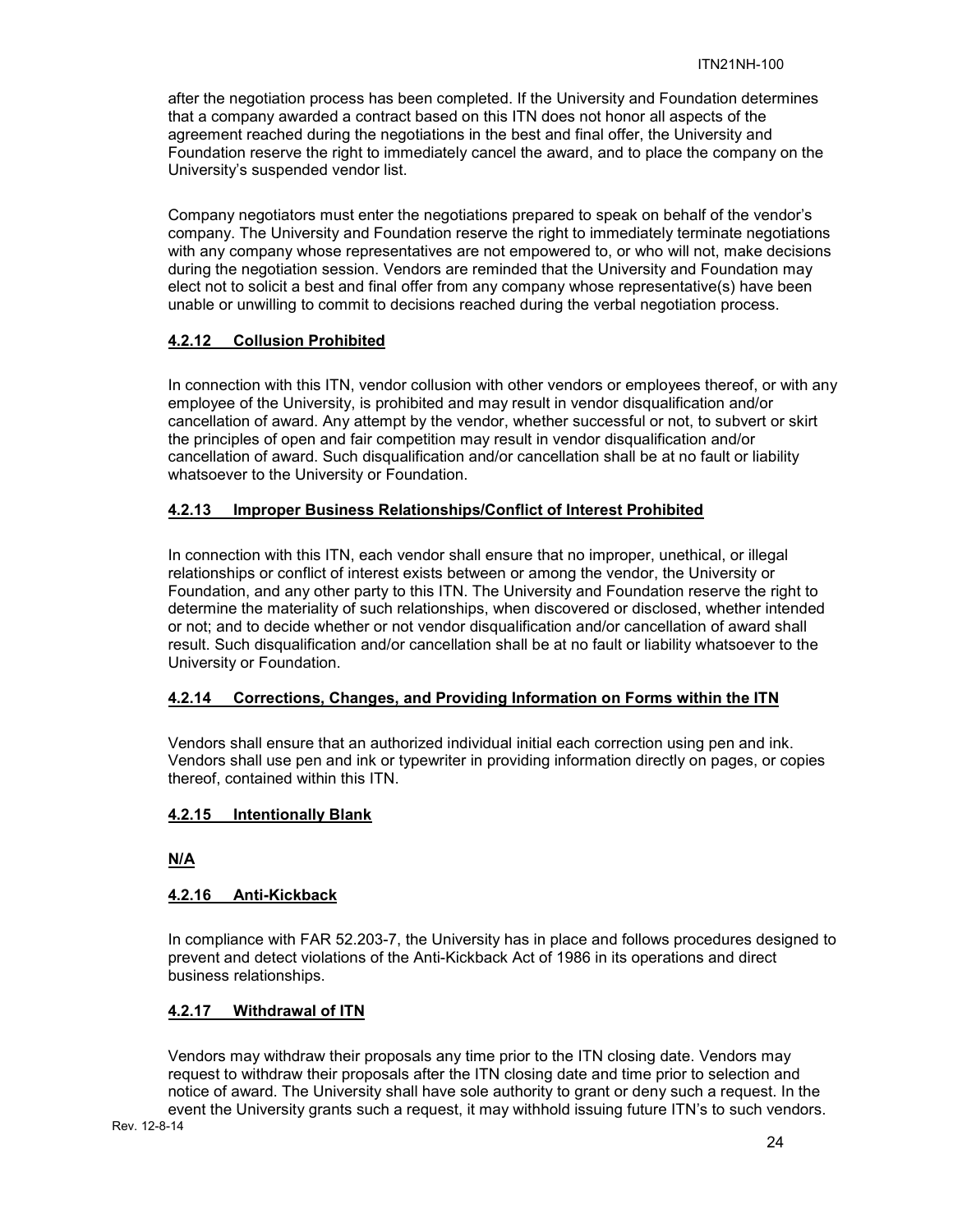after the negotiation process has been completed. If the University and Foundation determines that a company awarded a contract based on this ITN does not honor all aspects of the agreement reached during the negotiations in the best and final offer, the University and Foundation reserve the right to immediately cancel the award, and to place the company on the University's suspended vendor list.

Company negotiators must enter the negotiations prepared to speak on behalf of the vendor's company. The University and Foundation reserve the right to immediately terminate negotiations with any company whose representatives are not empowered to, or who will not, make decisions during the negotiation session. Vendors are reminded that the University and Foundation may elect not to solicit a best and final offer from any company whose representative(s) have been unable or unwilling to commit to decisions reached during the verbal negotiation process.

#### 4.2.12 Collusion Prohibited

In connection with this ITN, vendor collusion with other vendors or employees thereof, or with any employee of the University, is prohibited and may result in vendor disqualification and/or cancellation of award. Any attempt by the vendor, whether successful or not, to subvert or skirt the principles of open and fair competition may result in vendor disqualification and/or cancellation of award. Such disqualification and/or cancellation shall be at no fault or liability whatsoever to the University or Foundation.

#### 4.2.13 Improper Business Relationships/Conflict of Interest Prohibited

In connection with this ITN, each vendor shall ensure that no improper, unethical, or illegal relationships or conflict of interest exists between or among the vendor, the University or Foundation, and any other party to this ITN. The University and Foundation reserve the right to determine the materiality of such relationships, when discovered or disclosed, whether intended or not; and to decide whether or not vendor disqualification and/or cancellation of award shall result. Such disqualification and/or cancellation shall be at no fault or liability whatsoever to the University or Foundation.

#### 4.2.14 Corrections, Changes, and Providing Information on Forms within the ITN

Vendors shall ensure that an authorized individual initial each correction using pen and ink. Vendors shall use pen and ink or typewriter in providing information directly on pages, or copies thereof, contained within this ITN.

#### 4.2.15 Intentionally Blank

**N/A**

#### 4.2.16 Anti-Kickback

In compliance with FAR 52.203-7, the University has in place and follows procedures designed to prevent and detect violations of the Anti-Kickback Act of 1986 in its operations and direct business relationships.

#### 4.2.17 Withdrawal of ITN

Vendors may withdraw their proposals any time prior to the ITN closing date. Vendors may request to withdraw their proposals after the ITN closing date and time prior to selection and notice of award. The University shall have sole authority to grant or deny such a request. In the event the University grants such a request, it may withhold issuing future ITN's to such vendors.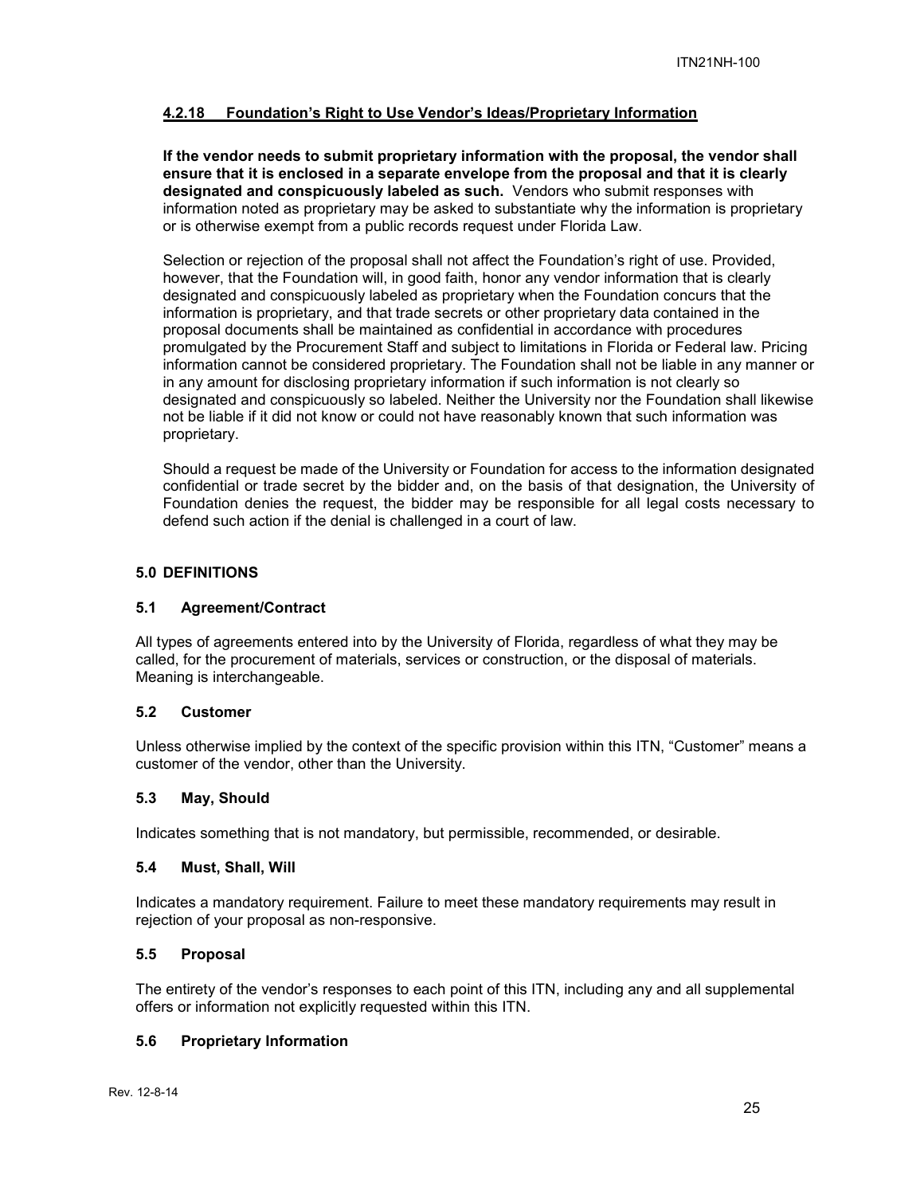#### 4.2.18 Foundation's Right to Use Vendor's Ideas/Proprietary Information

**If the vendor needs to submit proprietary information with the proposal, the vendor shall ensure that it is enclosed in a separate envelope from the proposal and that it is clearly designated and conspicuously labeled as such.** Vendors who submit responses with information noted as proprietary may be asked to substantiate why the information is proprietary or is otherwise exempt from a public records request under Florida Law.

Selection or rejection of the proposal shall not affect the Foundation's right of use. Provided, however, that the Foundation will, in good faith, honor any vendor information that is clearly designated and conspicuously labeled as proprietary when the Foundation concurs that the information is proprietary, and that trade secrets or other proprietary data contained in the proposal documents shall be maintained as confidential in accordance with procedures promulgated by the Procurement Staff and subject to limitations in Florida or Federal law. Pricing information cannot be considered proprietary. The Foundation shall not be liable in any manner or in any amount for disclosing proprietary information if such information is not clearly so designated and conspicuously so labeled. Neither the University nor the Foundation shall likewise not be liable if it did not know or could not have reasonably known that such information was proprietary.

Should a request be made of the University or Foundation for access to the information designated confidential or trade secret by the bidder and, on the basis of that designation, the University of Foundation denies the request, the bidder may be responsible for all legal costs necessary to defend such action if the denial is challenged in a court of law.

## 5.0 DEFINITIONS

### 5.1 Agreement/Contract

All types of agreements entered into by the University of Florida, regardless of what they may be called, for the procurement of materials, services or construction, or the disposal of materials. Meaning is interchangeable.

### 5.2 Customer

Unless otherwise implied by the context of the specific provision within this ITN, "Customer" means a customer of the vendor, other than the University.

### 5.3 May, Should

Indicates something that is not mandatory, but permissible, recommended, or desirable.

### 5.4 Must, Shall, Will

Indicates a mandatory requirement. Failure to meet these mandatory requirements may result in rejection of your proposal as non-responsive.

### 5.5 Proposal

The entirety of the vendor's responses to each point of this ITN, including any and all supplemental offers or information not explicitly requested within this ITN.

### 5.6 Proprietary Information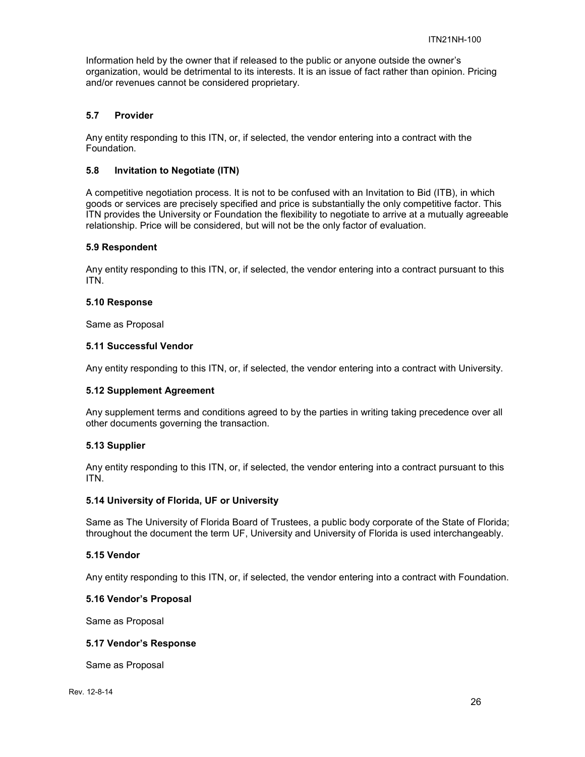Information held by the owner that if released to the public or anyone outside the owner's organization, would be detrimental to its interests. It is an issue of fact rather than opinion. Pricing and/or revenues cannot be considered proprietary.

### 5.7 Provider

Any entity responding to this ITN, or, if selected, the vendor entering into a contract with the Foundation.

### 5.8 Invitation to Negotiate (ITN)

A competitive negotiation process. It is not to be confused with an Invitation to Bid (ITB), in which goods or services are precisely specified and price is substantially the only competitive factor. This ITN provides the University or Foundation the flexibility to negotiate to arrive at a mutually agreeable relationship. Price will be considered, but will not be the only factor of evaluation.

### 5.9 Respondent

Any entity responding to this ITN, or, if selected, the vendor entering into a contract pursuant to this ITN.

### 5.10 Response

Same as Proposal

### 5.11 Successful Vendor

Any entity responding to this ITN, or, if selected, the vendor entering into a contract with University.

### 5.12 Supplement Agreement

Any supplement terms and conditions agreed to by the parties in writing taking precedence over all other documents governing the transaction.

### 5.13 Supplier

Any entity responding to this ITN, or, if selected, the vendor entering into a contract pursuant to this ITN.

### 5.14 University of Florida, UF or University

Same as The University of Florida Board of Trustees, a public body corporate of the State of Florida; throughout the document the term UF, University and University of Florida is used interchangeably.

### 5.15 Vendor

Any entity responding to this ITN, or, if selected, the vendor entering into a contract with Foundation.

### 5.16 Vendor's Proposal

Same as Proposal

### 5.17 Vendor's Response

Same as Proposal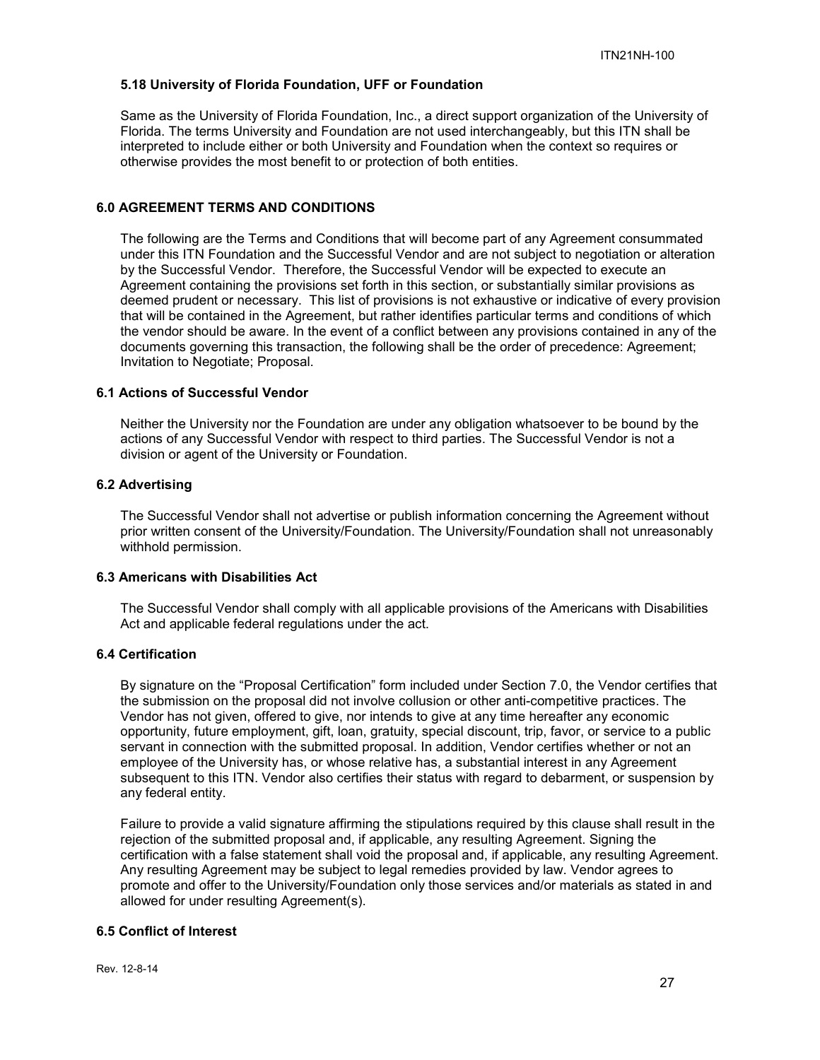### 5.18 University of Florida Foundation, UFF or Foundation

Same as the University of Florida Foundation, Inc., a direct support organization of the University of Florida. The terms University and Foundation are not used interchangeably, but this ITN shall be interpreted to include either or both University and Foundation when the context so requires or otherwise provides the most benefit to or protection of both entities.

## 6.0 AGREEMENT TERMS AND CONDITIONS

The following are the Terms and Conditions that will become part of any Agreement consummated under this ITN Foundation and the Successful Vendor and are not subject to negotiation or alteration by the Successful Vendor. Therefore, the Successful Vendor will be expected to execute an Agreement containing the provisions set forth in this section, or substantially similar provisions as deemed prudent or necessary. This list of provisions is not exhaustive or indicative of every provision that will be contained in the Agreement, but rather identifies particular terms and conditions of which the vendor should be aware. In the event of a conflict between any provisions contained in any of the documents governing this transaction, the following shall be the order of precedence: Agreement; Invitation to Negotiate; Proposal.

### 6.1 Actions of Successful Vendor

Neither the University nor the Foundation are under any obligation whatsoever to be bound by the actions of any Successful Vendor with respect to third parties. The Successful Vendor is not a division or agent of the University or Foundation.

### 6.2 Advertising

The Successful Vendor shall not advertise or publish information concerning the Agreement without prior written consent of the University/Foundation. The University/Foundation shall not unreasonably withhold permission.

### 6.3 Americans with Disabilities Act

The Successful Vendor shall comply with all applicable provisions of the Americans with Disabilities Act and applicable federal regulations under the act.

### 6.4 Certification

By signature on the "Proposal Certification" form included under Section 7.0, the Vendor certifies that the submission on the proposal did not involve collusion or other anti-competitive practices. The Vendor has not given, offered to give, nor intends to give at any time hereafter any economic opportunity, future employment, gift, loan, gratuity, special discount, trip, favor, or service to a public servant in connection with the submitted proposal. In addition, Vendor certifies whether or not an employee of the University has, or whose relative has, a substantial interest in any Agreement subsequent to this ITN. Vendor also certifies their status with regard to debarment, or suspension by any federal entity.

Failure to provide a valid signature affirming the stipulations required by this clause shall result in the rejection of the submitted proposal and, if applicable, any resulting Agreement. Signing the certification with a false statement shall void the proposal and, if applicable, any resulting Agreement. Any resulting Agreement may be subject to legal remedies provided by law. Vendor agrees to promote and offer to the University/Foundation only those services and/or materials as stated in and allowed for under resulting Agreement(s).

### 6.5 Conflict of Interest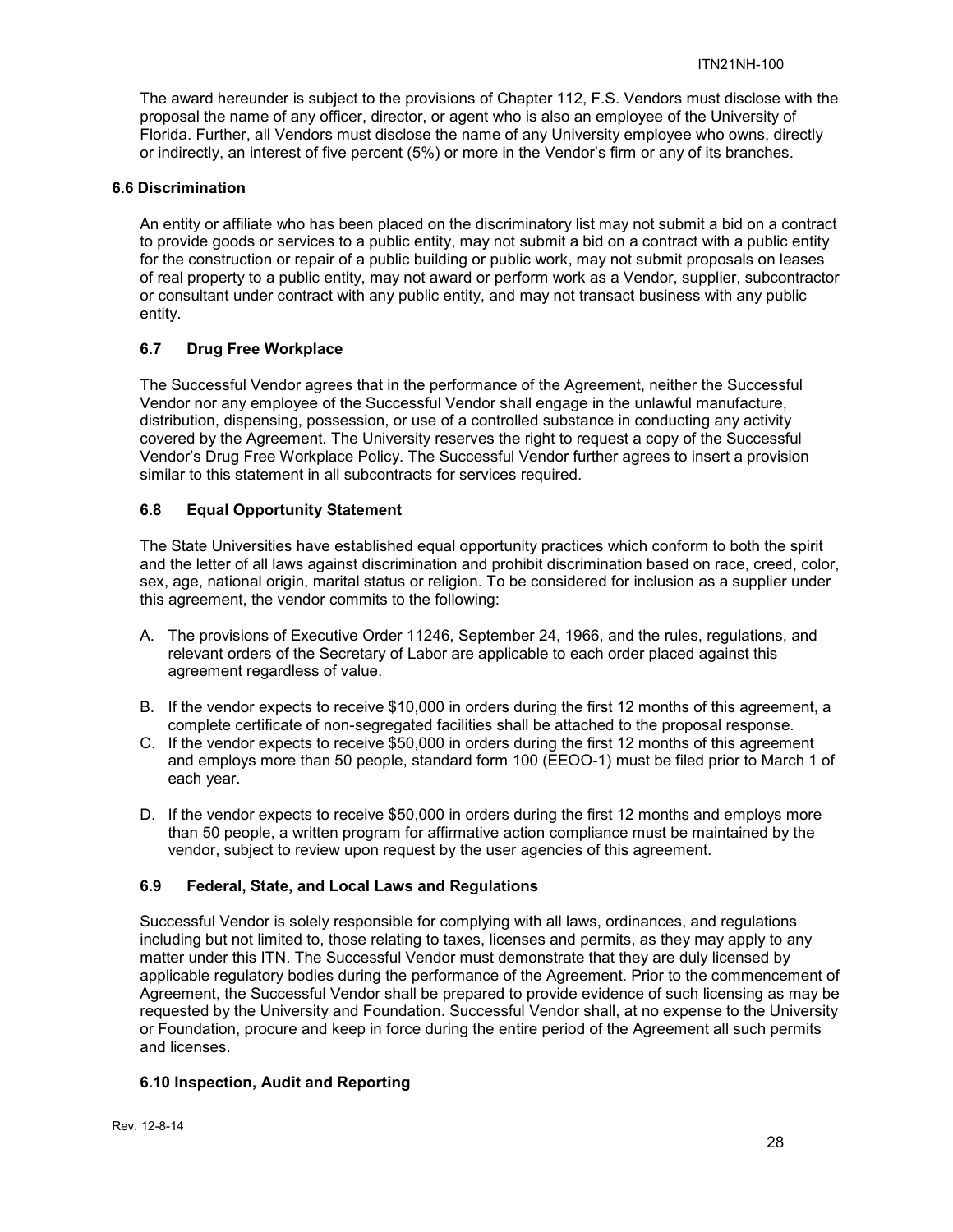The award hereunder is subject to the provisions of Chapter 112, F.S. Vendors must disclose with the proposal the name of any officer, director, or agent who is also an employee of the University of Florida. Further, all Vendors must disclose the name of any University employee who owns, directly or indirectly, an interest of five percent (5%) or more in the Vendor's firm or any of its branches.

### 6.6 Discrimination

An entity or affiliate who has been placed on the discriminatory list may not submit a bid on a contract to provide goods or services to a public entity, may not submit a bid on a contract with a public entity for the construction or repair of a public building or public work, may not submit proposals on leases of real property to a public entity, may not award or perform work as a Vendor, supplier, subcontractor or consultant under contract with any public entity, and may not transact business with any public entity.

### 6.7 Drug Free Workplace

The Successful Vendor agrees that in the performance of the Agreement, neither the Successful Vendor nor any employee of the Successful Vendor shall engage in the unlawful manufacture, distribution, dispensing, possession, or use of a controlled substance in conducting any activity covered by the Agreement. The University reserves the right to request a copy of the Successful Vendor's Drug Free Workplace Policy. The Successful Vendor further agrees to insert a provision similar to this statement in all subcontracts for services required.

### 6.8 Equal Opportunity Statement

The State Universities have established equal opportunity practices which conform to both the spirit and the letter of all laws against discrimination and prohibit discrimination based on race, creed, color, sex, age, national origin, marital status or religion. To be considered for inclusion as a supplier under this agreement, the vendor commits to the following:

A. The provisions of Executive Order 11246, September 24, 1966, and the rules, regulations, and relevant orders of the Secretary of Labor are applicable to each order placed against this agreement regardless of value.

B. If the vendor expects to receive $10,000 in orders during the first 12 months of this agreement, a complete certificate of non-segregated facilities shall be attached to the proposal response.

C. If the vendor expects to receive $50,000 in orders during the first 12 months of this agreement and employs more than 50 people, standard form 100 (EEOO-1) must be filed prior to March 1 of each year.

D. If the vendor expects to receive $50,000 in orders during the first 12 months and employs more than 50 people, a written program for affirmative action compliance must be maintained by the vendor, subject to review upon request by the user agencies of this agreement.

### 6.9 Federal, State, and Local Laws and Regulations

Successful Vendor is solely responsible for complying with all laws, ordinances, and regulations including but not limited to, those relating to taxes, licenses and permits, as they may apply to any matter under this ITN. The Successful Vendor must demonstrate that they are duly licensed by applicable regulatory bodies during the performance of the Agreement. Prior to the commencement of Agreement, the Successful Vendor shall be prepared to provide evidence of such licensing as may be requested by the University and Foundation. Successful Vendor shall, at no expense to the University or Foundation, procure and keep in force during the entire period of the Agreement all such permits and licenses.

### 6.10 Inspection, Audit and Reporting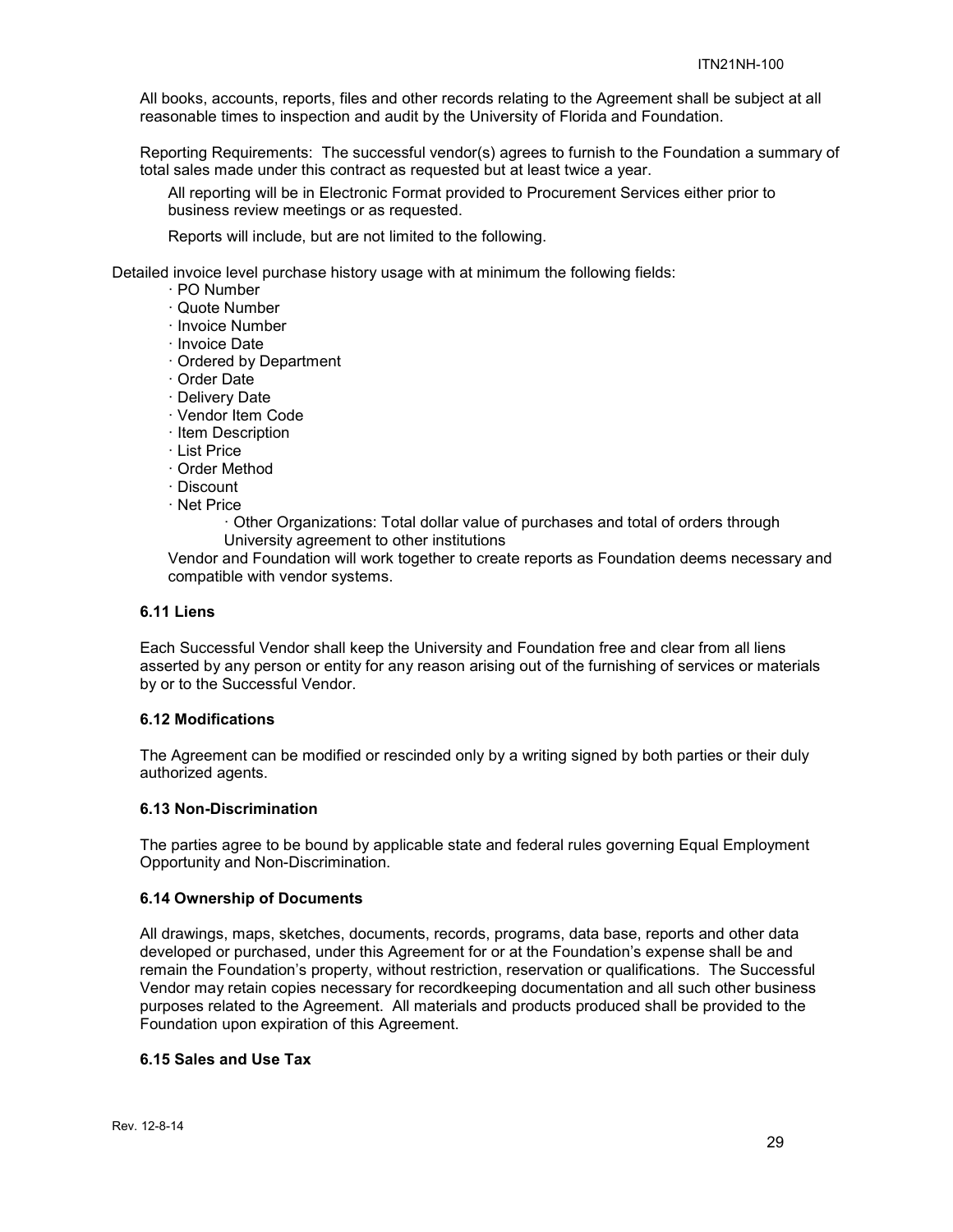All books, accounts, reports, files and other records relating to the Agreement shall be subject at all reasonable times to inspection and audit by the University of Florida and Foundation.

Reporting Requirements: The successful vendor(s) agrees to furnish to the Foundation a summary of total sales made under this contract as requested but at least twice a year.

All reporting will be in Electronic Format provided to Procurement Services either prior to business review meetings or as requested.

Reports will include, but are not limited to the following.

Detailed invoice level purchase history usage with at minimum the following fields:

- PO Number
- Quote Number
- Invoice Number
- Invoice Date
- Ordered by Department
- Order Date
- Delivery Date
- Vendor Item Code
- Item Description
- List Price
- Order Method
- Discount
- Net Price
  - Other Organizations: Total dollar value of purchases and total of orders through University agreement to other institutions

Vendor and Foundation will work together to create reports as Foundation deems necessary and compatible with vendor systems.

### 6.11 Liens

Each Successful Vendor shall keep the University and Foundation free and clear from all liens asserted by any person or entity for any reason arising out of the furnishing of services or materials by or to the Successful Vendor.

### 6.12 Modifications

The Agreement can be modified or rescinded only by a writing signed by both parties or their duly authorized agents.

### 6.13 Non-Discrimination

The parties agree to be bound by applicable state and federal rules governing Equal Employment Opportunity and Non-Discrimination.

### 6.14 Ownership of Documents

All drawings, maps, sketches, documents, records, programs, data base, reports and other data developed or purchased, under this Agreement for or at the Foundation's expense shall be and remain the Foundation's property, without restriction, reservation or qualifications. The Successful Vendor may retain copies necessary for recordkeeping documentation and all such other business purposes related to the Agreement. All materials and products produced shall be provided to the Foundation upon expiration of this Agreement.

### 6.15 Sales and Use Tax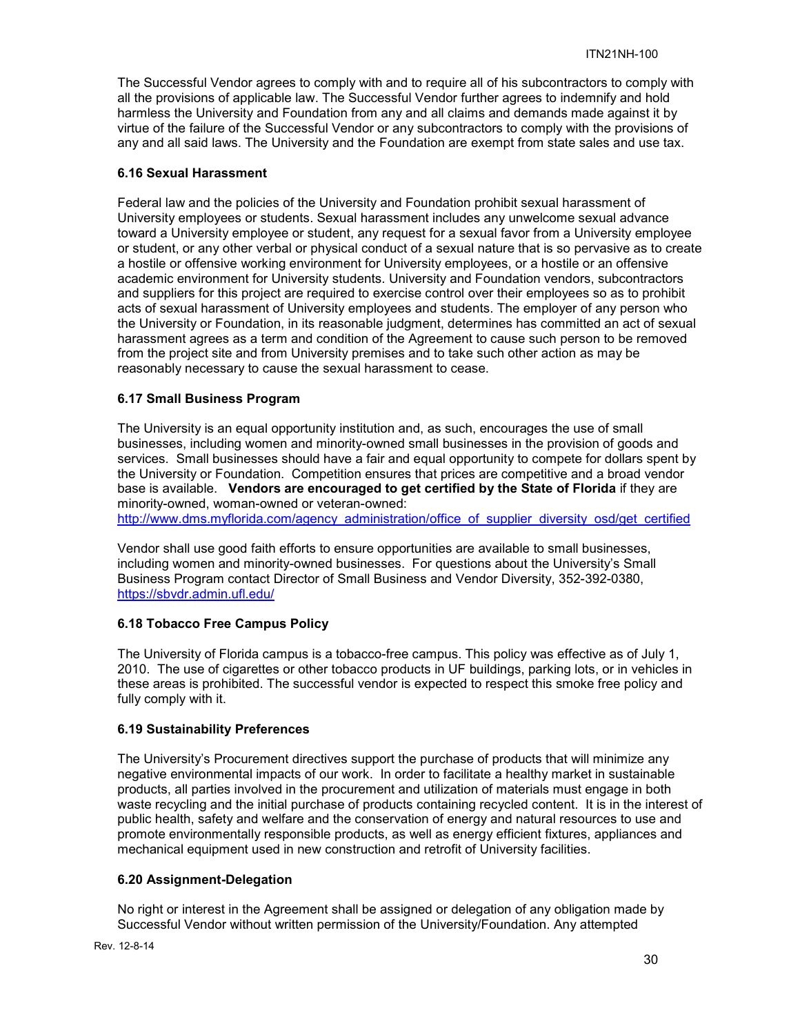The Successful Vendor agrees to comply with and to require all of his subcontractors to comply with all the provisions of applicable law. The Successful Vendor further agrees to indemnify and hold harmless the University and Foundation from any and all claims and demands made against it by virtue of the failure of the Successful Vendor or any subcontractors to comply with the provisions of any and all said laws. The University and the Foundation are exempt from state sales and use tax.

### 6.16 Sexual Harassment

Federal law and the policies of the University and Foundation prohibit sexual harassment of University employees or students. Sexual harassment includes any unwelcome sexual advance toward a University employee or student, any request for a sexual favor from a University employee or student, or any other verbal or physical conduct of a sexual nature that is so pervasive as to create a hostile or offensive working environment for University employees, or a hostile or an offensive academic environment for University students. University and Foundation vendors, subcontractors and suppliers for this project are required to exercise control over their employees so as to prohibit acts of sexual harassment of University employees and students. The employer of any person who the University or Foundation, in its reasonable judgment, determines has committed an act of sexual harassment agrees as a term and condition of the Agreement to cause such person to be removed from the project site and from University premises and to take such other action as may be reasonably necessary to cause the sexual harassment to cease.

### 6.17 Small Business Program

The University is an equal opportunity institution and, as such, encourages the use of small businesses, including women and minority-owned small businesses in the provision of goods and services. Small businesses should have a fair and equal opportunity to compete for dollars spent by the University or Foundation. Competition ensures that prices are competitive and a broad vendor base is available. **Vendors are encouraged to get certified by the State of Florida** if they are minority-owned, woman-owned or veteran-owned:
http://www.dms.myflorida.com/agency_administration/office_of_supplier_diversity_osd/get_certified

Vendor shall use good faith efforts to ensure opportunities are available to small businesses, including women and minority-owned businesses. For questions about the University's Small Business Program contact Director of Small Business and Vendor Diversity, 352-392-0380, https://sbvdr.admin.ufl.edu/

### 6.18 Tobacco Free Campus Policy

The University of Florida campus is a tobacco-free campus. This policy was effective as of July 1, 2010. The use of cigarettes or other tobacco products in UF buildings, parking lots, or in vehicles in these areas is prohibited. The successful vendor is expected to respect this smoke free policy and fully comply with it.

### 6.19 Sustainability Preferences

The University's Procurement directives support the purchase of products that will minimize any negative environmental impacts of our work. In order to facilitate a healthy market in sustainable products, all parties involved in the procurement and utilization of materials must engage in both waste recycling and the initial purchase of products containing recycled content. It is in the interest of public health, safety and welfare and the conservation of energy and natural resources to use and promote environmentally responsible products, as well as energy efficient fixtures, appliances and mechanical equipment used in new construction and retrofit of University facilities.

### 6.20 Assignment-Delegation

No right or interest in the Agreement shall be assigned or delegation of any obligation made by Successful Vendor without written permission of the University/Foundation. Any attempted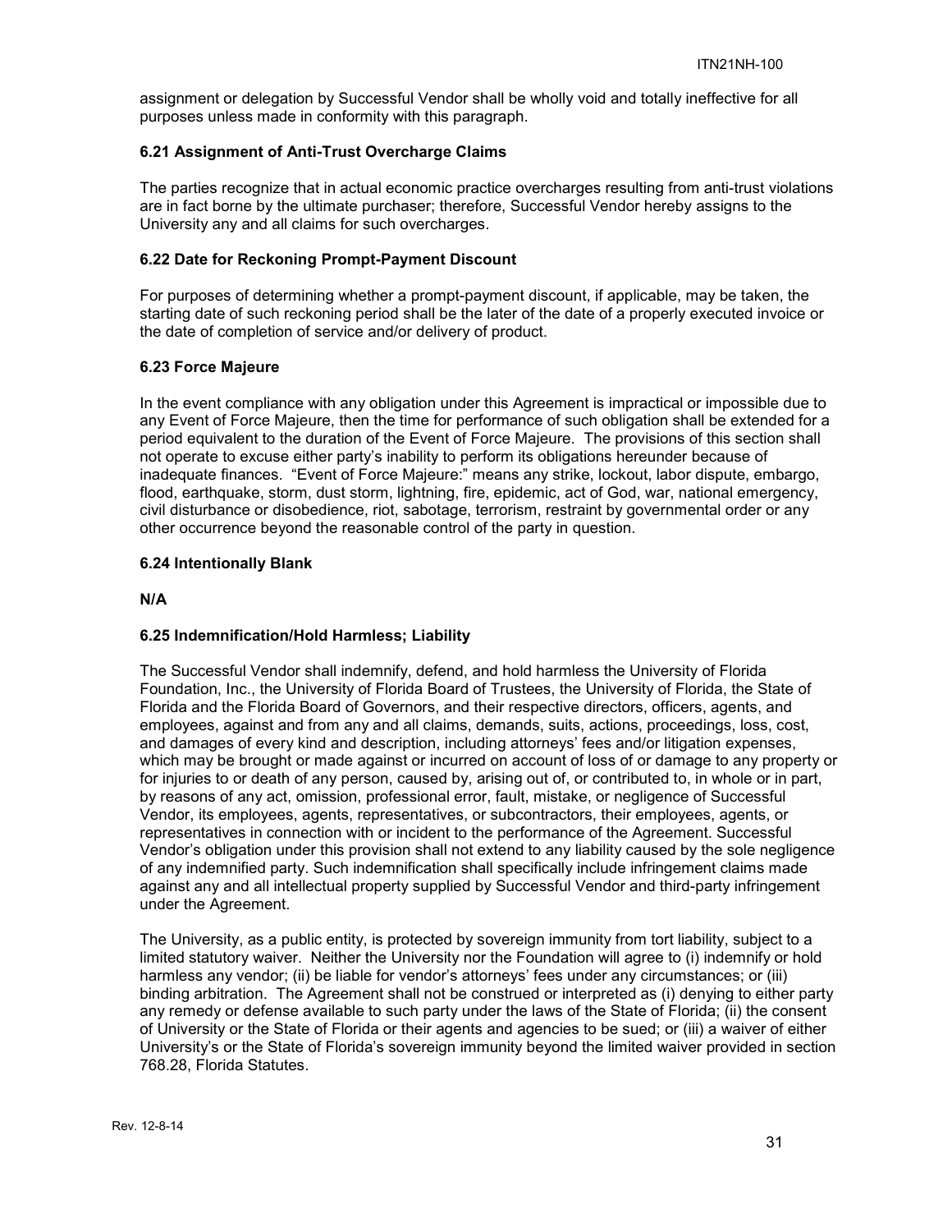assignment or delegation by Successful Vendor shall be wholly void and totally ineffective for all purposes unless made in conformity with this paragraph.

### 6.21 Assignment of Anti-Trust Overcharge Claims

The parties recognize that in actual economic practice overcharges resulting from anti-trust violations are in fact borne by the ultimate purchaser; therefore, Successful Vendor hereby assigns to the University any and all claims for such overcharges.

### 6.22 Date for Reckoning Prompt-Payment Discount

For purposes of determining whether a prompt-payment discount, if applicable, may be taken, the starting date of such reckoning period shall be the later of the date of a properly executed invoice or the date of completion of service and/or delivery of product.

### 6.23 Force Majeure

In the event compliance with any obligation under this Agreement is impractical or impossible due to any Event of Force Majeure, then the time for performance of such obligation shall be extended for a period equivalent to the duration of the Event of Force Majeure. The provisions of this section shall not operate to excuse either party's inability to perform its obligations hereunder because of inadequate finances. "Event of Force Majeure:" means any strike, lockout, labor dispute, embargo, flood, earthquake, storm, dust storm, lightning, fire, epidemic, act of God, war, national emergency, civil disturbance or disobedience, riot, sabotage, terrorism, restraint by governmental order or any other occurrence beyond the reasonable control of the party in question.

### 6.24 Intentionally Blank

**N/A**

### 6.25 Indemnification/Hold Harmless; Liability

The Successful Vendor shall indemnify, defend, and hold harmless the University of Florida Foundation, Inc., the University of Florida Board of Trustees, the University of Florida, the State of Florida and the Florida Board of Governors, and their respective directors, officers, agents, and employees, against and from any and all claims, demands, suits, actions, proceedings, loss, cost, and damages of every kind and description, including attorneys' fees and/or litigation expenses, which may be brought or made against or incurred on account of loss of or damage to any property or for injuries to or death of any person, caused by, arising out of, or contributed to, in whole or in part, by reasons of any act, omission, professional error, fault, mistake, or negligence of Successful Vendor, its employees, agents, representatives, or subcontractors, their employees, agents, or representatives in connection with or incident to the performance of the Agreement. Successful Vendor's obligation under this provision shall not extend to any liability caused by the sole negligence of any indemnified party. Such indemnification shall specifically include infringement claims made against any and all intellectual property supplied by Successful Vendor and third-party infringement under the Agreement.

The University, as a public entity, is protected by sovereign immunity from tort liability, subject to a limited statutory waiver. Neither the University nor the Foundation will agree to (i) indemnify or hold harmless any vendor; (ii) be liable for vendor's attorneys' fees under any circumstances; or (iii) binding arbitration. The Agreement shall not be construed or interpreted as (i) denying to either party any remedy or defense available to such party under the laws of the State of Florida; (ii) the consent of University or the State of Florida or their agents and agencies to be sued; or (iii) a waiver of either University's or the State of Florida's sovereign immunity beyond the limited waiver provided in section 768.28, Florida Statutes.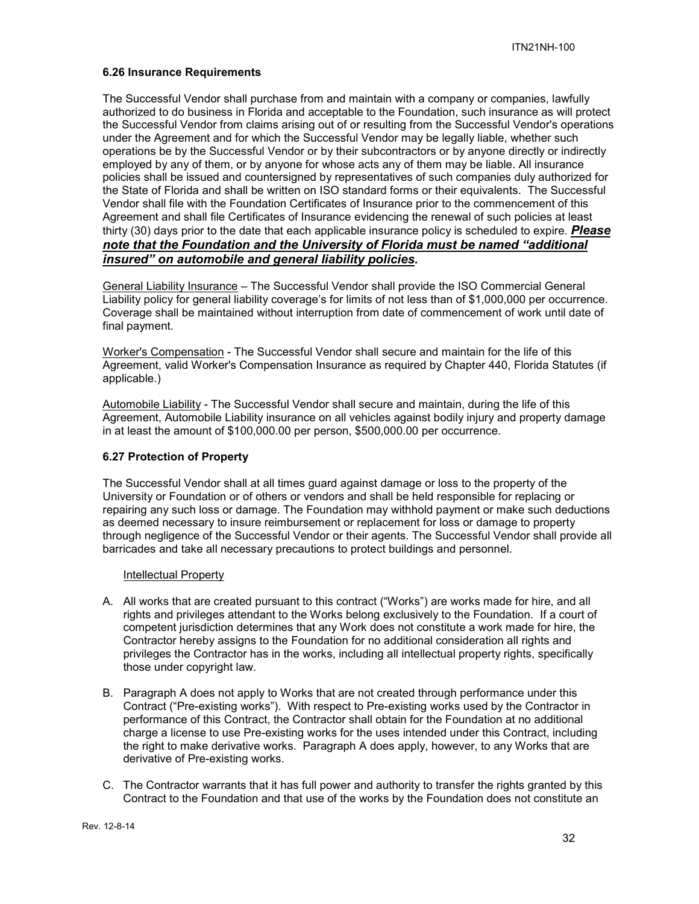### 6.26 Insurance Requirements

The Successful Vendor shall purchase from and maintain with a company or companies, lawfully authorized to do business in Florida and acceptable to the Foundation, such insurance as will protect the Successful Vendor from claims arising out of or resulting from the Successful Vendor's operations under the Agreement and for which the Successful Vendor may be legally liable, whether such operations be by the Successful Vendor or by their subcontractors or by anyone directly or indirectly employed by any of them, or by anyone for whose acts any of them may be liable. All insurance policies shall be issued and countersigned by representatives of such companies duly authorized for the State of Florida and shall be written on ISO standard forms or their equivalents. The Successful Vendor shall file with the Foundation Certificates of Insurance prior to the commencement of this Agreement and shall file Certificates of Insurance evidencing the renewal of such policies at least thirty (30) days prior to the date that each applicable insurance policy is scheduled to expire. ***Please note that the Foundation and the University of Florida must be named "additional insured" on automobile and general liability policies.***

General Liability Insurance – The Successful Vendor shall provide the ISO Commercial General Liability policy for general liability coverage's for limits of not less than of $1,000,000 per occurrence. Coverage shall be maintained without interruption from date of commencement of work until date of final payment.

Worker's Compensation - The Successful Vendor shall secure and maintain for the life of this Agreement, valid Worker's Compensation Insurance as required by Chapter 440, Florida Statutes (if applicable.)

Automobile Liability - The Successful Vendor shall secure and maintain, during the life of this Agreement, Automobile Liability insurance on all vehicles against bodily injury and property damage in at least the amount of $100,000.00 per person, $500,000.00 per occurrence.

### 6.27 Protection of Property

The Successful Vendor shall at all times guard against damage or loss to the property of the University or Foundation or of others or vendors and shall be held responsible for replacing or repairing any such loss or damage. The Foundation may withhold payment or make such deductions as deemed necessary to insure reimbursement or replacement for loss or damage to property through negligence of the Successful Vendor or their agents. The Successful Vendor shall provide all barricades and take all necessary precautions to protect buildings and personnel.

Intellectual Property

A. All works that are created pursuant to this contract ("Works") are works made for hire, and all rights and privileges attendant to the Works belong exclusively to the Foundation. If a court of competent jurisdiction determines that any Work does not constitute a work made for hire, the Contractor hereby assigns to the Foundation for no additional consideration all rights and privileges the Contractor has in the works, including all intellectual property rights, specifically those under copyright law.

B. Paragraph A does not apply to Works that are not created through performance under this Contract ("Pre-existing works"). With respect to Pre-existing works used by the Contractor in performance of this Contract, the Contractor shall obtain for the Foundation at no additional charge a license to use Pre-existing works for the uses intended under this Contract, including the right to make derivative works. Paragraph A does apply, however, to any Works that are derivative of Pre-existing works.

C. The Contractor warrants that it has full power and authority to transfer the rights granted by this Contract to the Foundation and that use of the works by the Foundation does not constitute an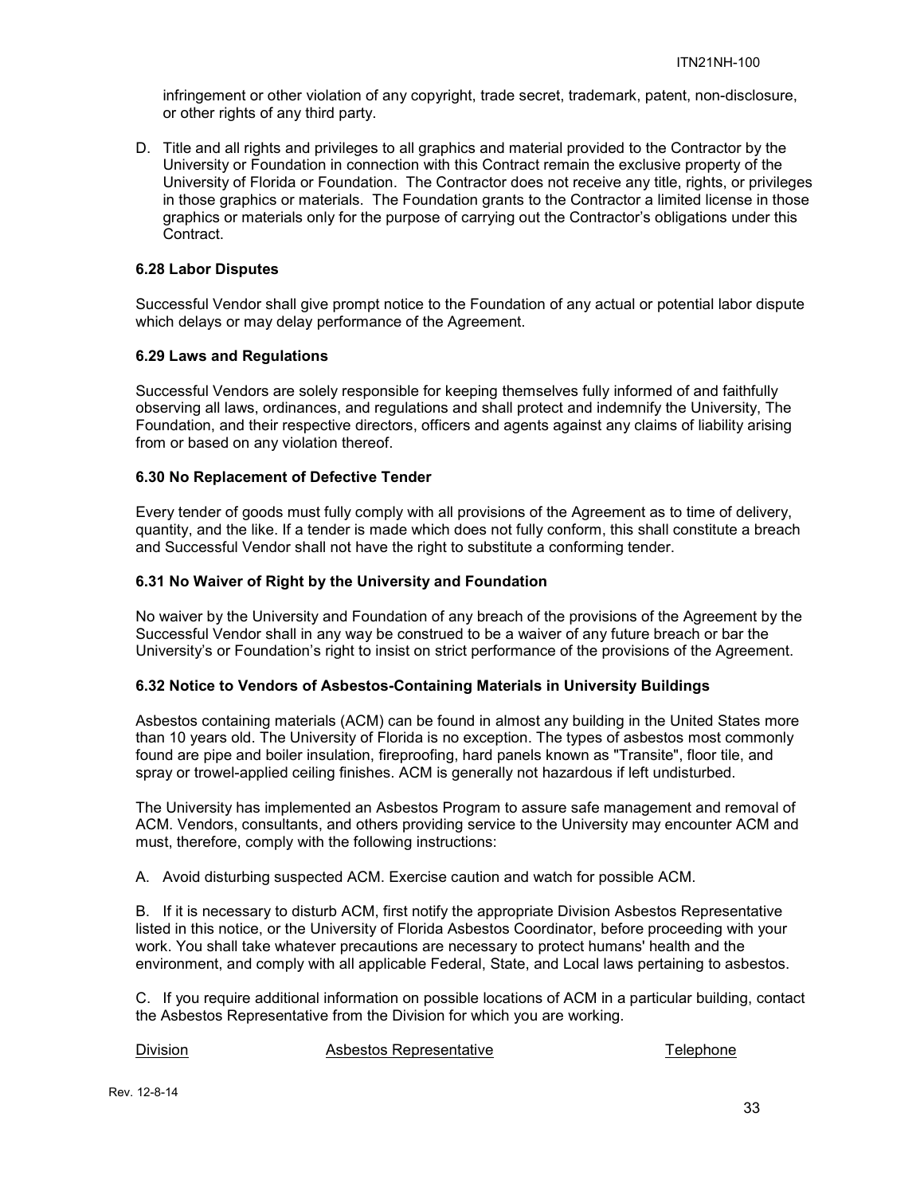infringement or other violation of any copyright, trade secret, trademark, patent, non-disclosure, or other rights of any third party.

D. Title and all rights and privileges to all graphics and material provided to the Contractor by the University or Foundation in connection with this Contract remain the exclusive property of the University of Florida or Foundation. The Contractor does not receive any title, rights, or privileges in those graphics or materials. The Foundation grants to the Contractor a limited license in those graphics or materials only for the purpose of carrying out the Contractor's obligations under this Contract.

### 6.28 Labor Disputes

Successful Vendor shall give prompt notice to the Foundation of any actual or potential labor dispute which delays or may delay performance of the Agreement.

### 6.29 Laws and Regulations

Successful Vendors are solely responsible for keeping themselves fully informed of and faithfully observing all laws, ordinances, and regulations and shall protect and indemnify the University, The Foundation, and their respective directors, officers and agents against any claims of liability arising from or based on any violation thereof.

### 6.30 No Replacement of Defective Tender

Every tender of goods must fully comply with all provisions of the Agreement as to time of delivery, quantity, and the like. If a tender is made which does not fully conform, this shall constitute a breach and Successful Vendor shall not have the right to substitute a conforming tender.

### 6.31 No Waiver of Right by the University and Foundation

No waiver by the University and Foundation of any breach of the provisions of the Agreement by the Successful Vendor shall in any way be construed to be a waiver of any future breach or bar the University's or Foundation's right to insist on strict performance of the provisions of the Agreement.

### 6.32 Notice to Vendors of Asbestos-Containing Materials in University Buildings

Asbestos containing materials (ACM) can be found in almost any building in the United States more than 10 years old. The University of Florida is no exception. The types of asbestos most commonly found are pipe and boiler insulation, fireproofing, hard panels known as "Transite", floor tile, and spray or trowel-applied ceiling finishes. ACM is generally not hazardous if left undisturbed.

The University has implemented an Asbestos Program to assure safe management and removal of ACM. Vendors, consultants, and others providing service to the University may encounter ACM and must, therefore, comply with the following instructions:

A. Avoid disturbing suspected ACM. Exercise caution and watch for possible ACM.

B. If it is necessary to disturb ACM, first notify the appropriate Division Asbestos Representative listed in this notice, or the University of Florida Asbestos Coordinator, before proceeding with your work. You shall take whatever precautions are necessary to protect humans' health and the environment, and comply with all applicable Federal, State, and Local laws pertaining to asbestos.

C. If you require additional information on possible locations of ACM in a particular building, contact the Asbestos Representative from the Division for which you are working.

| Division | Asbestos Representative | Telephone |
| --- | --- | --- |

Rev. 12-8-14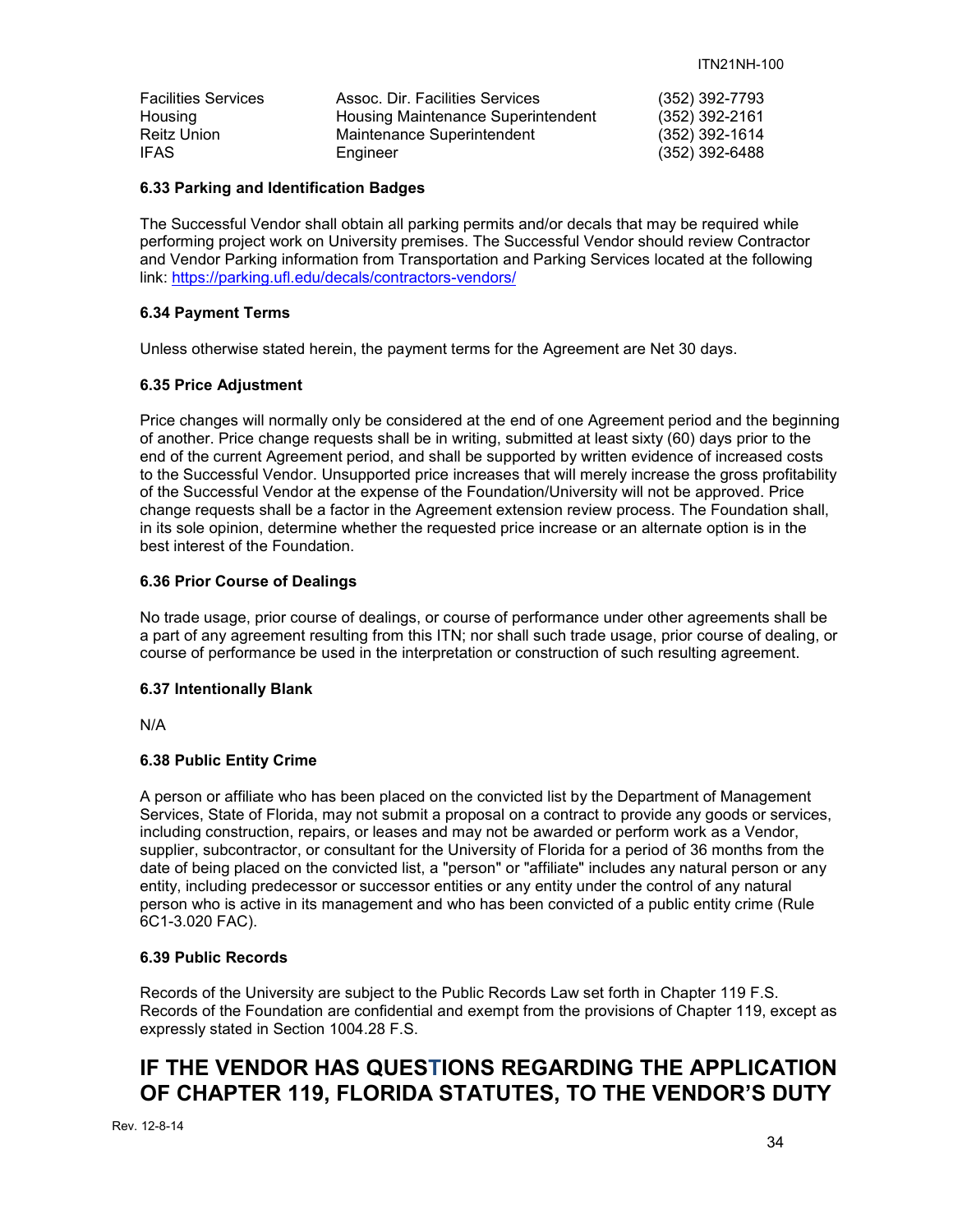| | | |
|---|---|---|
| Facilities Services | Assoc. Dir. Facilities Services | (352) 392-7793 |
| Housing | Housing Maintenance Superintendent | (352) 392-2161 |
| Reitz Union | Maintenance Superintendent | (352) 392-1614 |
| IFAS | Engineer | (352) 392-6488 |

**6.33 Parking and Identification Badges**

The Successful Vendor shall obtain all parking permits and/or decals that may be required while performing project work on University premises. The Successful Vendor should review Contractor and Vendor Parking information from Transportation and Parking Services located at the following link: https://parking.ufl.edu/decals/contractors-vendors/

**6.34 Payment Terms**

Unless otherwise stated herein, the payment terms for the Agreement are Net 30 days.

**6.35 Price Adjustment**

Price changes will normally only be considered at the end of one Agreement period and the beginning of another. Price change requests shall be in writing, submitted at least sixty (60) days prior to the end of the current Agreement period, and shall be supported by written evidence of increased costs to the Successful Vendor. Unsupported price increases that will merely increase the gross profitability of the Successful Vendor at the expense of the Foundation/University will not be approved. Price change requests shall be a factor in the Agreement extension review process. The Foundation shall, in its sole opinion, determine whether the requested price increase or an alternate option is in the best interest of the Foundation.

**6.36 Prior Course of Dealings**

No trade usage, prior course of dealings, or course of performance under other agreements shall be a part of any agreement resulting from this ITN; nor shall such trade usage, prior course of dealing, or course of performance be used in the interpretation or construction of such resulting agreement.

**6.37 Intentionally Blank**

N/A

**6.38 Public Entity Crime**

A person or affiliate who has been placed on the convicted list by the Department of Management Services, State of Florida, may not submit a proposal on a contract to provide any goods or services, including construction, repairs, or leases and may not be awarded or perform work as a Vendor, supplier, subcontractor, or consultant for the University of Florida for a period of 36 months from the date of being placed on the convicted list, a "person" or "affiliate" includes any natural person or any entity, including predecessor or successor entities or any entity under the control of any natural person who is active in its management and who has been convicted of a public entity crime (Rule 6C1-3.020 FAC).

**6.39 Public Records**

Records of the University are subject to the Public Records Law set forth in Chapter 119 F.S. Records of the Foundation are confidential and exempt from the provisions of Chapter 119, except as expressly stated in Section 1004.28 F.S.

## IF THE VENDOR HAS QUESTIONS REGARDING THE APPLICATION OF CHAPTER 119, FLORIDA STATUTES, TO THE VENDOR'S DUTY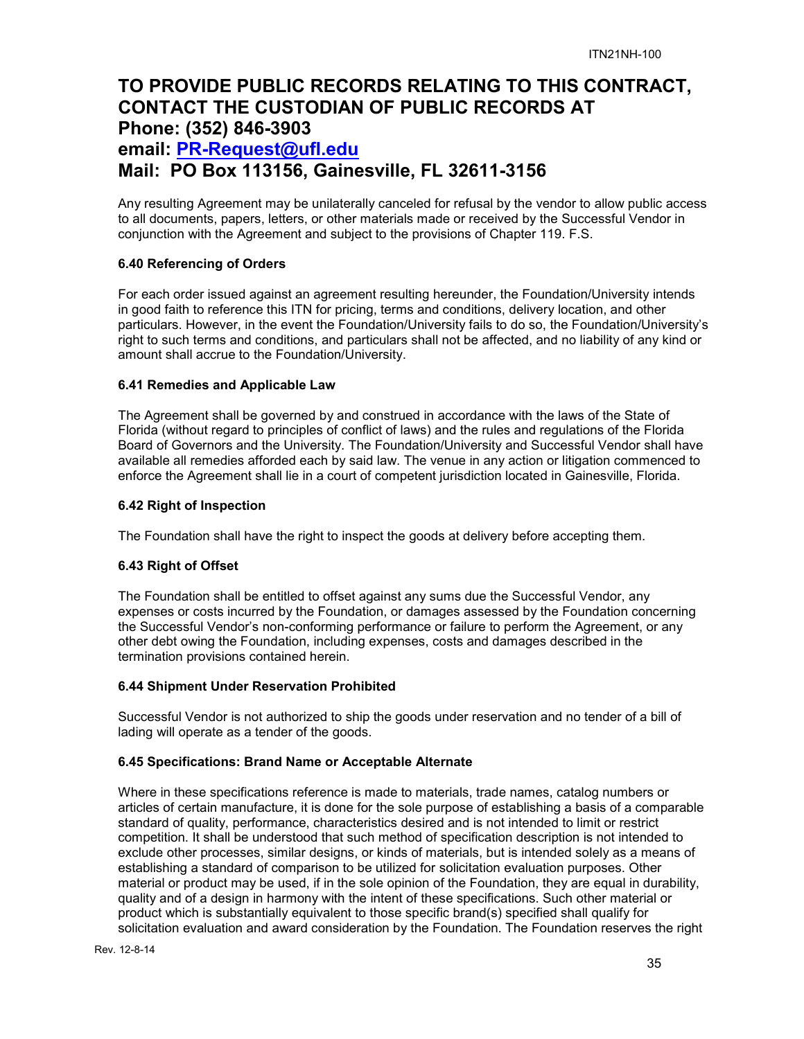**TO PROVIDE PUBLIC RECORDS RELATING TO THIS CONTRACT, CONTACT THE CUSTODIAN OF PUBLIC RECORDS AT**
**Phone: (352) 846-3903**
**email: PR-Request@ufl.edu**
**Mail: PO Box 113156, Gainesville, FL 32611-3156**

Any resulting Agreement may be unilaterally canceled for refusal by the vendor to allow public access to all documents, papers, letters, or other materials made or received by the Successful Vendor in conjunction with the Agreement and subject to the provisions of Chapter 119. F.S.

#### 6.40 Referencing of Orders

For each order issued against an agreement resulting hereunder, the Foundation/University intends in good faith to reference this ITN for pricing, terms and conditions, delivery location, and other particulars. However, in the event the Foundation/University fails to do so, the Foundation/University's right to such terms and conditions, and particulars shall not be affected, and no liability of any kind or amount shall accrue to the Foundation/University.

#### 6.41 Remedies and Applicable Law

The Agreement shall be governed by and construed in accordance with the laws of the State of Florida (without regard to principles of conflict of laws) and the rules and regulations of the Florida Board of Governors and the University. The Foundation/University and Successful Vendor shall have available all remedies afforded each by said law. The venue in any action or litigation commenced to enforce the Agreement shall lie in a court of competent jurisdiction located in Gainesville, Florida.

#### 6.42 Right of Inspection

The Foundation shall have the right to inspect the goods at delivery before accepting them.

#### 6.43 Right of Offset

The Foundation shall be entitled to offset against any sums due the Successful Vendor, any expenses or costs incurred by the Foundation, or damages assessed by the Foundation concerning the Successful Vendor's non-conforming performance or failure to perform the Agreement, or any other debt owing the Foundation, including expenses, costs and damages described in the termination provisions contained herein.

#### 6.44 Shipment Under Reservation Prohibited

Successful Vendor is not authorized to ship the goods under reservation and no tender of a bill of lading will operate as a tender of the goods.

#### 6.45 Specifications: Brand Name or Acceptable Alternate

Where in these specifications reference is made to materials, trade names, catalog numbers or articles of certain manufacture, it is done for the sole purpose of establishing a basis of a comparable standard of quality, performance, characteristics desired and is not intended to limit or restrict competition. It shall be understood that such method of specification description is not intended to exclude other processes, similar designs, or kinds of materials, but is intended solely as a means of establishing a standard of comparison to be utilized for solicitation evaluation purposes. Other material or product may be used, if in the sole opinion of the Foundation, they are equal in durability, quality and of a design in harmony with the intent of these specifications. Such other material or product which is substantially equivalent to those specific brand(s) specified shall qualify for solicitation evaluation and award consideration by the Foundation. The Foundation reserves the right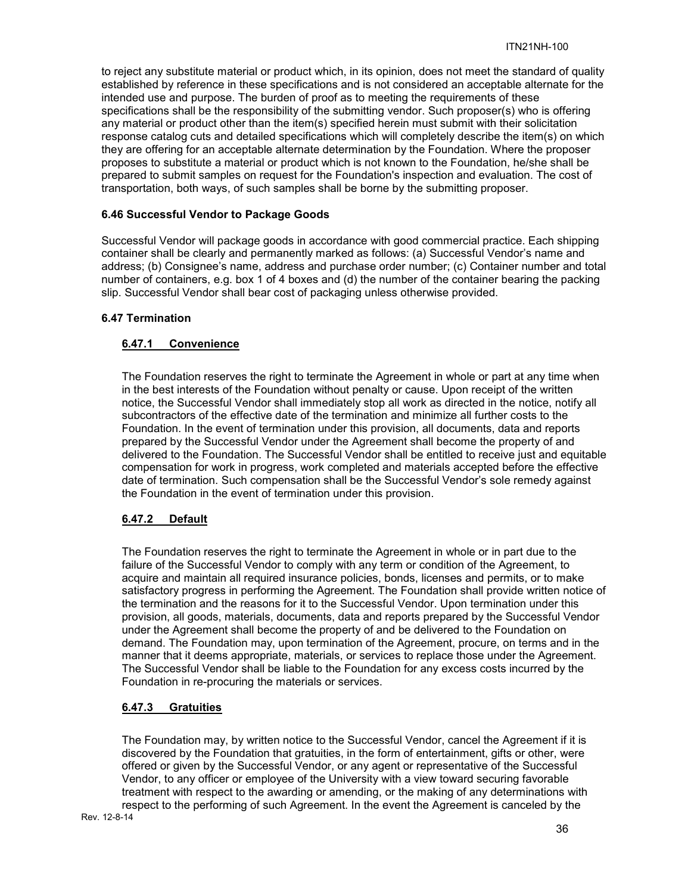to reject any substitute material or product which, in its opinion, does not meet the standard of quality established by reference in these specifications and is not considered an acceptable alternate for the intended use and purpose. The burden of proof as to meeting the requirements of these specifications shall be the responsibility of the submitting vendor. Such proposer(s) who is offering any material or product other than the item(s) specified herein must submit with their solicitation response catalog cuts and detailed specifications which will completely describe the item(s) on which they are offering for an acceptable alternate determination by the Foundation. Where the proposer proposes to substitute a material or product which is not known to the Foundation, he/she shall be prepared to submit samples on request for the Foundation's inspection and evaluation. The cost of transportation, both ways, of such samples shall be borne by the submitting proposer.

### 6.46 Successful Vendor to Package Goods

Successful Vendor will package goods in accordance with good commercial practice. Each shipping container shall be clearly and permanently marked as follows: (a) Successful Vendor's name and address; (b) Consignee's name, address and purchase order number; (c) Container number and total number of containers, e.g. box 1 of 4 boxes and (d) the number of the container bearing the packing slip. Successful Vendor shall bear cost of packaging unless otherwise provided.

### 6.47 Termination

#### 6.47.1 Convenience

The Foundation reserves the right to terminate the Agreement in whole or part at any time when in the best interests of the Foundation without penalty or cause. Upon receipt of the written notice, the Successful Vendor shall immediately stop all work as directed in the notice, notify all subcontractors of the effective date of the termination and minimize all further costs to the Foundation. In the event of termination under this provision, all documents, data and reports prepared by the Successful Vendor under the Agreement shall become the property of and delivered to the Foundation. The Successful Vendor shall be entitled to receive just and equitable compensation for work in progress, work completed and materials accepted before the effective date of termination. Such compensation shall be the Successful Vendor's sole remedy against the Foundation in the event of termination under this provision.

#### 6.47.2 Default

The Foundation reserves the right to terminate the Agreement in whole or in part due to the failure of the Successful Vendor to comply with any term or condition of the Agreement, to acquire and maintain all required insurance policies, bonds, licenses and permits, or to make satisfactory progress in performing the Agreement. The Foundation shall provide written notice of the termination and the reasons for it to the Successful Vendor. Upon termination under this provision, all goods, materials, documents, data and reports prepared by the Successful Vendor under the Agreement shall become the property of and be delivered to the Foundation on demand. The Foundation may, upon termination of the Agreement, procure, on terms and in the manner that it deems appropriate, materials, or services to replace those under the Agreement. The Successful Vendor shall be liable to the Foundation for any excess costs incurred by the Foundation in re-procuring the materials or services.

#### 6.47.3 Gratuities

The Foundation may, by written notice to the Successful Vendor, cancel the Agreement if it is discovered by the Foundation that gratuities, in the form of entertainment, gifts or other, were offered or given by the Successful Vendor, or any agent or representative of the Successful Vendor, to any officer or employee of the University with a view toward securing favorable treatment with respect to the awarding or amending, or the making of any determinations with respect to the performing of such Agreement. In the event the Agreement is canceled by the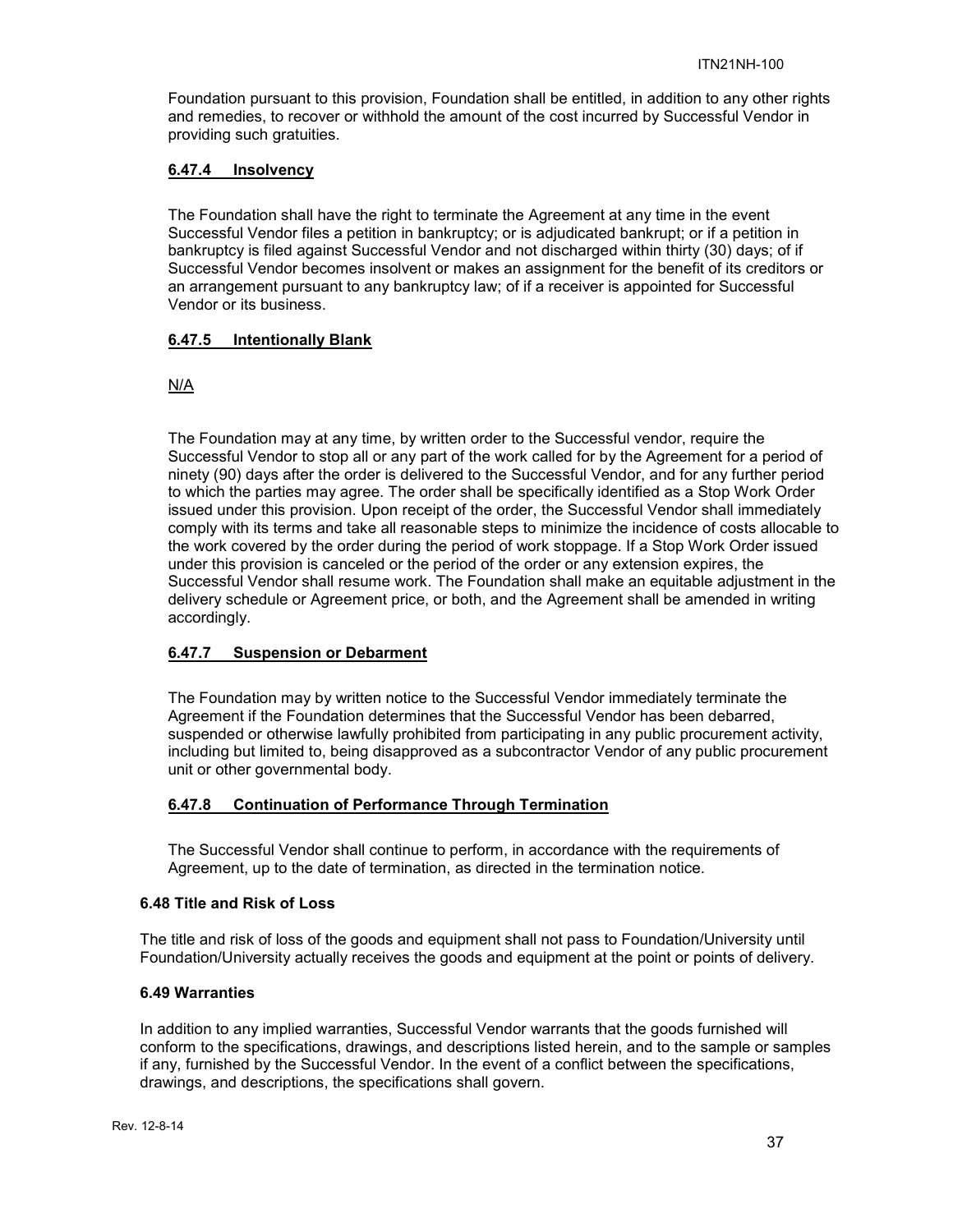Foundation pursuant to this provision, Foundation shall be entitled, in addition to any other rights and remedies, to recover or withhold the amount of the cost incurred by Successful Vendor in providing such gratuities.

#### **6.47.4 Insolvency**

The Foundation shall have the right to terminate the Agreement at any time in the event Successful Vendor files a petition in bankruptcy; or is adjudicated bankrupt; or if a petition in bankruptcy is filed against Successful Vendor and not discharged within thirty (30) days; of if Successful Vendor becomes insolvent or makes an assignment for the benefit of its creditors or an arrangement pursuant to any bankruptcy law; of if a receiver is appointed for Successful Vendor or its business.

#### **6.47.5 Intentionally Blank**

N/A

The Foundation may at any time, by written order to the Successful vendor, require the Successful Vendor to stop all or any part of the work called for by the Agreement for a period of ninety (90) days after the order is delivered to the Successful Vendor, and for any further period to which the parties may agree. The order shall be specifically identified as a Stop Work Order issued under this provision. Upon receipt of the order, the Successful Vendor shall immediately comply with its terms and take all reasonable steps to minimize the incidence of costs allocable to the work covered by the order during the period of work stoppage. If a Stop Work Order issued under this provision is canceled or the period of the order or any extension expires, the Successful Vendor shall resume work. The Foundation shall make an equitable adjustment in the delivery schedule or Agreement price, or both, and the Agreement shall be amended in writing accordingly.

#### **6.47.7 Suspension or Debarment**

The Foundation may by written notice to the Successful Vendor immediately terminate the Agreement if the Foundation determines that the Successful Vendor has been debarred, suspended or otherwise lawfully prohibited from participating in any public procurement activity, including but limited to, being disapproved as a subcontractor Vendor of any public procurement unit or other governmental body.

#### **6.47.8 Continuation of Performance Through Termination**

The Successful Vendor shall continue to perform, in accordance with the requirements of Agreement, up to the date of termination, as directed in the termination notice.

### **6.48 Title and Risk of Loss**

The title and risk of loss of the goods and equipment shall not pass to Foundation/University until Foundation/University actually receives the goods and equipment at the point or points of delivery.

### **6.49 Warranties**

In addition to any implied warranties, Successful Vendor warrants that the goods furnished will conform to the specifications, drawings, and descriptions listed herein, and to the sample or samples if any, furnished by the Successful Vendor. In the event of a conflict between the specifications, drawings, and descriptions, the specifications shall govern.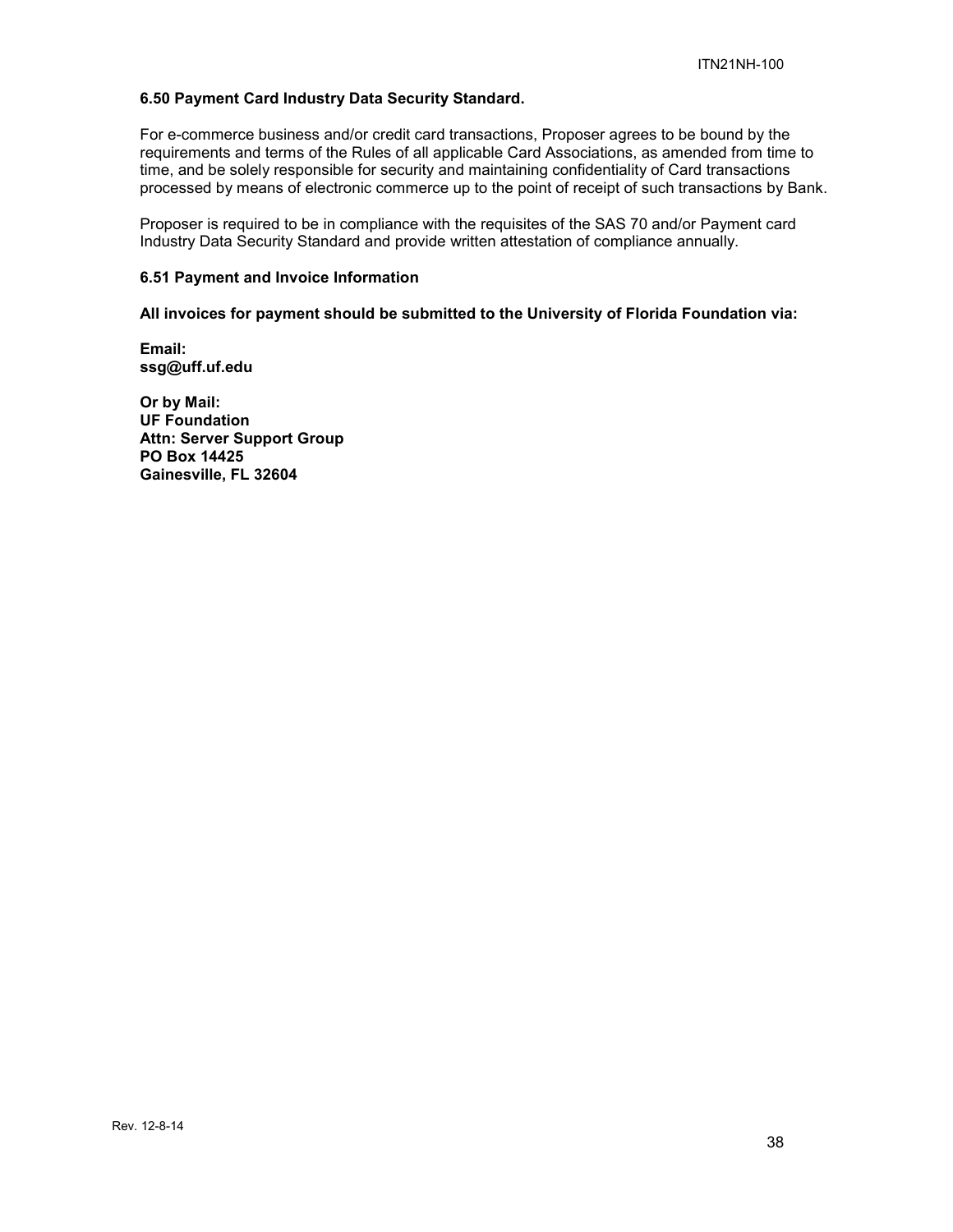### 6.50 Payment Card Industry Data Security Standard.

For e-commerce business and/or credit card transactions, Proposer agrees to be bound by the requirements and terms of the Rules of all applicable Card Associations, as amended from time to time, and be solely responsible for security and maintaining confidentiality of Card transactions processed by means of electronic commerce up to the point of receipt of such transactions by Bank.

Proposer is required to be in compliance with the requisites of the SAS 70 and/or Payment card Industry Data Security Standard and provide written attestation of compliance annually.

### 6.51 Payment and Invoice Information

**All invoices for payment should be submitted to the University of Florida Foundation via:**

**Email:**
**ssg@uff.uf.edu**

**Or by Mail:**
**UF Foundation**
**Attn: Server Support Group**
**PO Box 14425**
**Gainesville, FL 32604**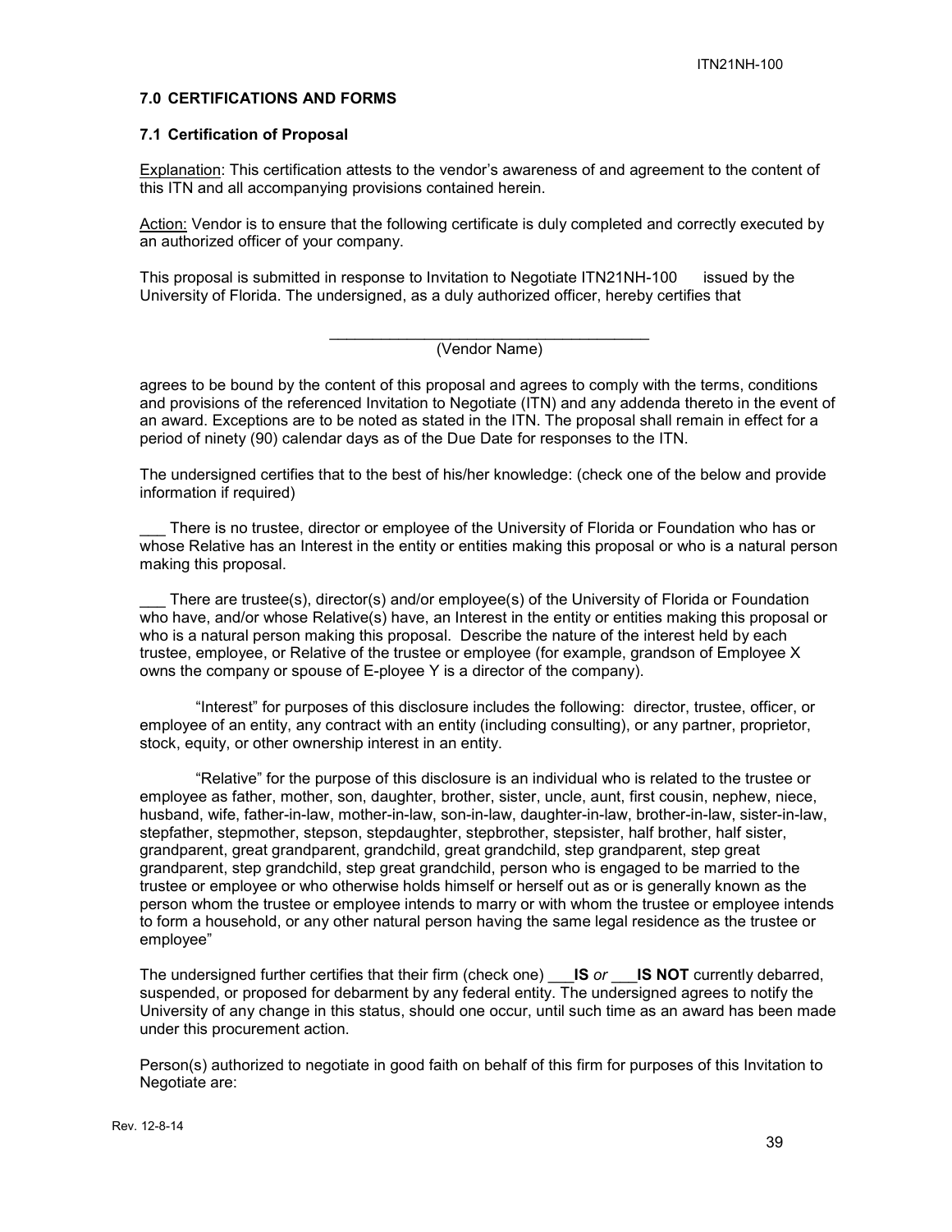## 7.0 CERTIFICATIONS AND FORMS

### 7.1 Certification of Proposal

<u>Explanation</u>: This certification attests to the vendor's awareness of and agreement to the content of this ITN and all accompanying provisions contained herein.

<u>Action:</u> Vendor is to ensure that the following certificate is duly completed and correctly executed by an authorized officer of your company.

This proposal is submitted in response to Invitation to Negotiate ITN21NH-100 issued by the University of Florida. The undersigned, as a duly authorized officer, hereby certifies that

_______________________________________
(Vendor Name)

agrees to be bound by the content of this proposal and agrees to comply with the terms, conditions and provisions of the referenced Invitation to Negotiate (ITN) and any addenda thereto in the event of an award. Exceptions are to be noted as stated in the ITN. The proposal shall remain in effect for a period of ninety (90) calendar days as of the Due Date for responses to the ITN.

The undersigned certifies that to the best of his/her knowledge: (check one of the below and provide information if required)

___ There is no trustee, director or employee of the University of Florida or Foundation who has or whose Relative has an Interest in the entity or entities making this proposal or who is a natural person making this proposal.

___ There are trustee(s), director(s) and/or employee(s) of the University of Florida or Foundation who have, and/or whose Relative(s) have, an Interest in the entity or entities making this proposal or who is a natural person making this proposal. Describe the nature of the interest held by each trustee, employee, or Relative of the trustee or employee (for example, grandson of Employee X owns the company or spouse of E-ployee Y is a director of the company).

"Interest" for purposes of this disclosure includes the following: director, trustee, officer, or employee of an entity, any contract with an entity (including consulting), or any partner, proprietor, stock, equity, or other ownership interest in an entity.

"Relative" for the purpose of this disclosure is an individual who is related to the trustee or employee as father, mother, son, daughter, brother, sister, uncle, aunt, first cousin, nephew, niece, husband, wife, father-in-law, mother-in-law, son-in-law, daughter-in-law, brother-in-law, sister-in-law, stepfather, stepmother, stepson, stepdaughter, stepbrother, stepsister, half brother, half sister, grandparent, great grandparent, grandchild, great grandchild, step grandparent, step great grandparent, step grandchild, step great grandchild, person who is engaged to be married to the trustee or employee or who otherwise holds himself or herself out as or is generally known as the person whom the trustee or employee intends to marry or with whom the trustee or employee intends to form a household, or any other natural person having the same legal residence as the trustee or employee"

The undersigned further certifies that their firm (check one) ___**IS** *or* ___**IS NOT** currently debarred, suspended, or proposed for debarment by any federal entity. The undersigned agrees to notify the University of any change in this status, should one occur, until such time as an award has been made under this procurement action.

Person(s) authorized to negotiate in good faith on behalf of this firm for purposes of this Invitation to Negotiate are: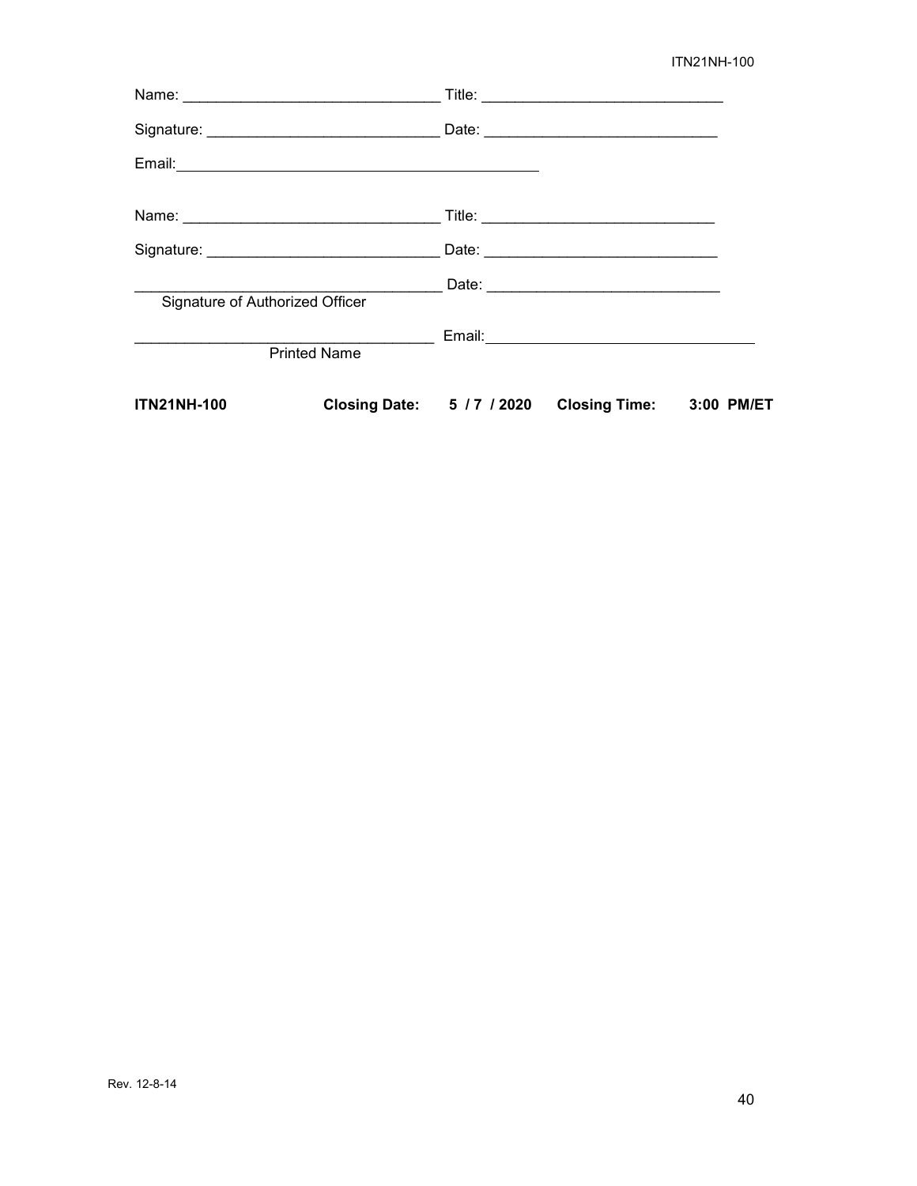Name: ______________________________ Title: ____________________________

Signature: ___________________________ Date: ___________________________

Email: ____________________________________________

Name: ______________________________ Title: ___________________________

Signature: ___________________________ Date: ___________________________

___________________________________ Date: ___________________________
Signature of Authorized Officer

___________________________________ Email: _______________________________
Printed Name

**ITN21NH-100 Closing Date: 5 / 7 / 2020 Closing Time: 3:00 PM/ET**

Rev. 12-8-14